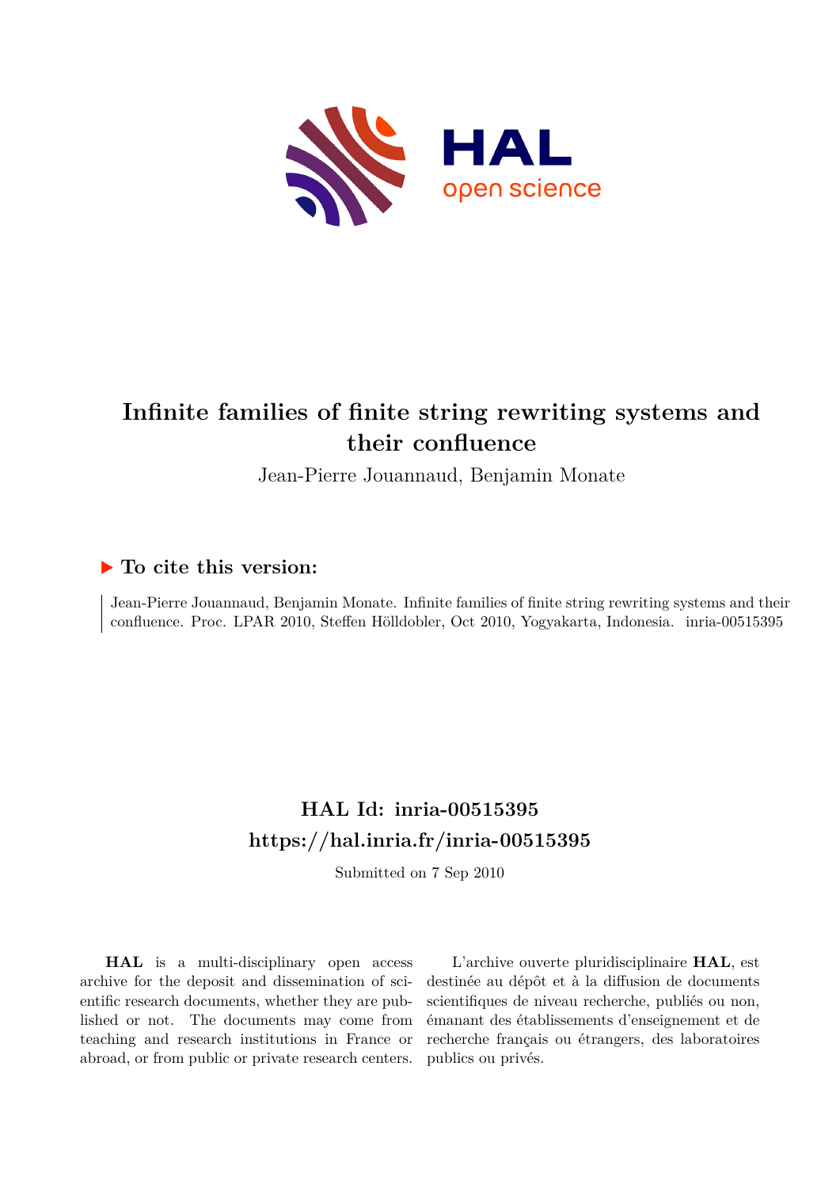# Infinite families of finite string rewriting systems and their confluence

Jean-Pierre Jouannaud, Benjamin Monate

## ▶ To cite this version:

Jean-Pierre Jouannaud, Benjamin Monate. Infinite families of finite string rewriting systems and their confluence. Proc. LPAR 2010, Steffen Hölldobler, Oct 2010, Yogyakarta, Indonesia. inria-00515395

## HAL Id: inria-00515395

## https://hal.inria.fr/inria-00515395

Submitted on 7 Sep 2010

**HAL** is a multi-disciplinary open access archive for the deposit and dissemination of scientific research documents, whether they are published or not. The documents may come from teaching and research institutions in France or abroad, or from public or private research centers.

L'archive ouverte pluridisciplinaire **HAL**, est destinée au dépôt et à la diffusion de documents scientifiques de niveau recherche, publiés ou non, émanant des établissements d'enseignement et de recherche français ou étrangers, des laboratoires publics ou privés.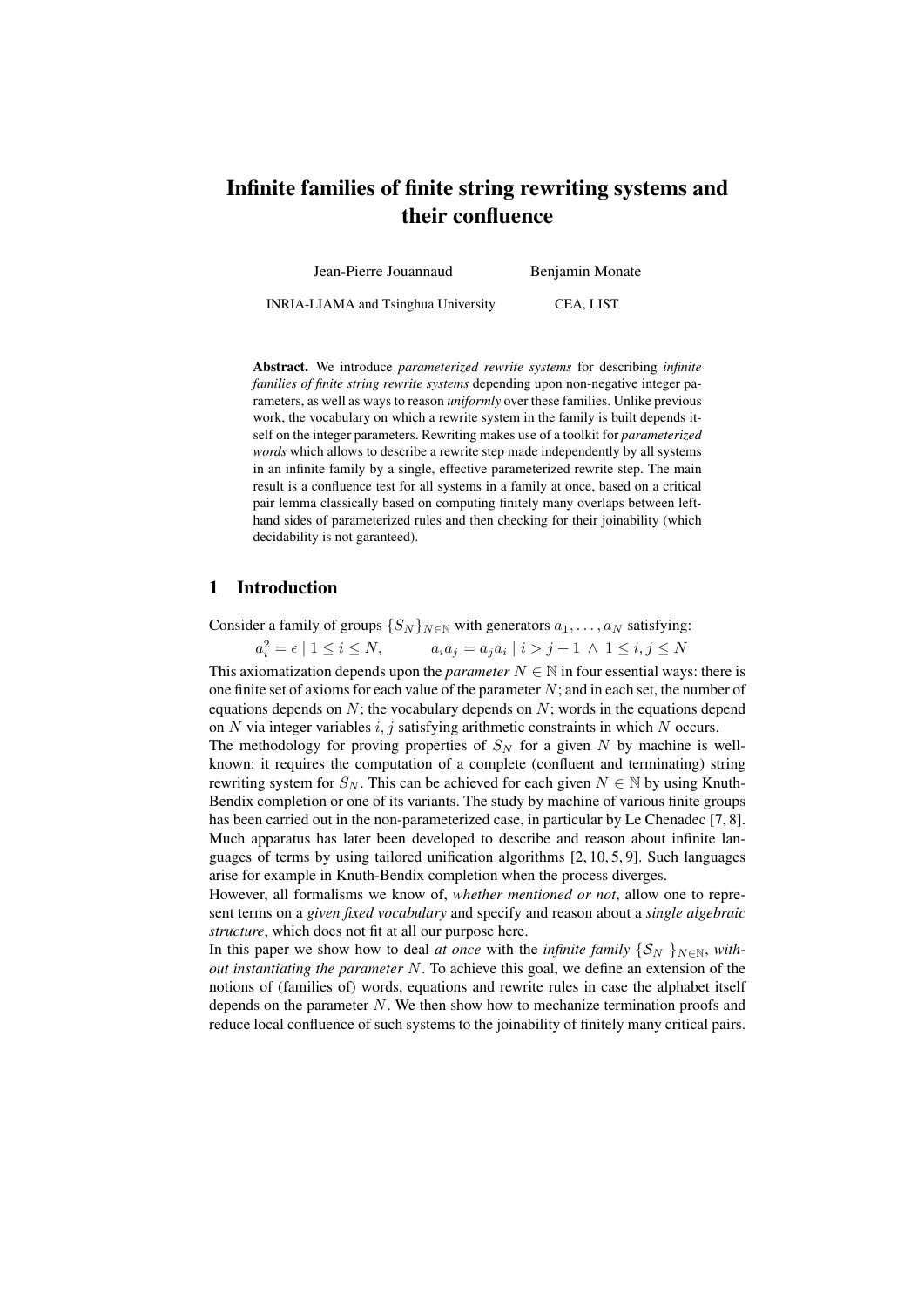# Infinite families of finite string rewriting systems and their confluence

Jean-Pierre Jouannaud  Benjamin Monate

INRIA-LIAMA and Tsinghua University  CEA, LIST

**Abstract.** We introduce *parameterized rewrite systems* for describing *infinite families of finite string rewrite systems* depending upon non-negative integer parameters, as well as ways to reason *uniformly* over these families. Unlike previous work, the vocabulary on which a rewrite system in the family is built depends itself on the integer parameters. Rewriting makes use of a toolkit for *parameterized words* which allows to describe a rewrite step made independently by all systems in an infinite family by a single, effective parameterized rewrite step. The main result is a confluence test for all systems in a family at once, based on a critical pair lemma classically based on computing finitely many overlaps between left-hand sides of parameterized rules and then checking for their joinability (which decidability is not garanteed).

## 1 Introduction

Consider a family of groups $\{S_N\}_{N\in\mathbb{N}}$ with generators $a_1, \ldots, a_N$ satisfying:

$$a_i^2 = \epsilon \mid 1 \leq i \leq N, \qquad a_i a_j = a_j a_i \mid i > j+1 \;\wedge\; 1 \leq i, j \leq N$$

This axiomatization depends upon the *parameter* $N \in \mathbb{N}$ in four essential ways: there is one finite set of axioms for each value of the parameter $N$; and in each set, the number of equations depends on $N$; the vocabulary depends on $N$; words in the equations depend on $N$ via integer variables $i, j$ satisfying arithmetic constraints in which $N$ occurs.

The methodology for proving properties of $S_N$ for a given $N$ by machine is well-known: it requires the computation of a complete (confluent and terminating) string rewriting system for $S_N$. This can be achieved for each given $N \in \mathbb{N}$ by using Knuth-Bendix completion or one of its variants. The study by machine of various finite groups has been carried out in the non-parameterized case, in particular by Le Chenadec [7, 8]. Much apparatus has later been developed to describe and reason about infinite languages of terms by using tailored unification algorithms [2, 10, 5, 9]. Such languages arise for example in Knuth-Bendix completion when the process diverges.

However, all formalisms we know of, *whether mentioned or not*, allow one to represent terms on a *given fixed vocabulary* and specify and reason about a *single algebraic structure*, which does not fit at all our purpose here.

In this paper we show how to deal *at once* with the *infinite family* $\{\mathcal{S}_N\}_{N\in\mathbb{N}}$, *without instantiating the parameter* $N$. To achieve this goal, we define an extension of the notions of (families of) words, equations and rewrite rules in case the alphabet itself depends on the parameter $N$. We then show how to mechanize termination proofs and reduce local confluence of such systems to the joinability of finitely many critical pairs.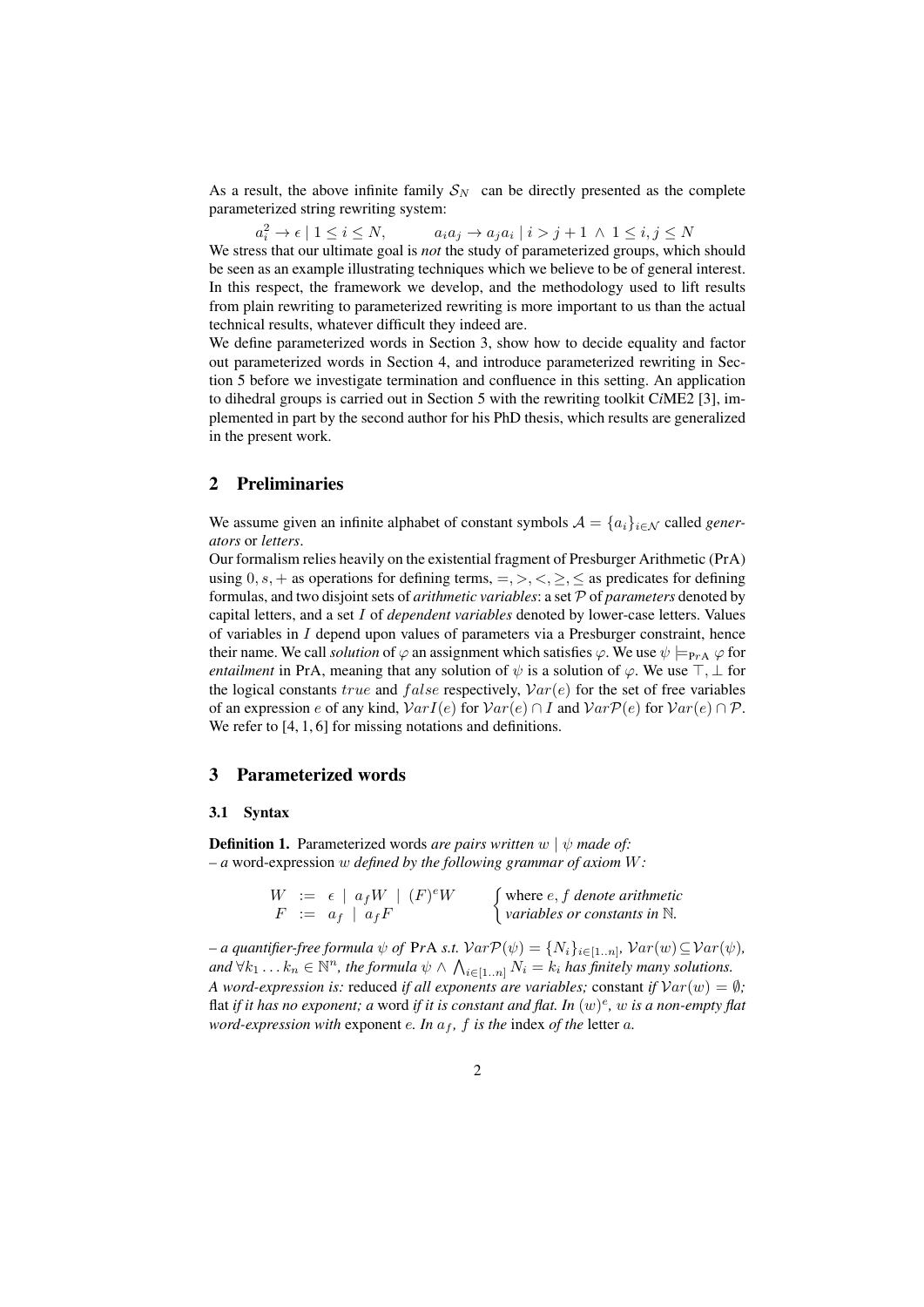As a result, the above infinite family $\mathcal{S}_N$ can be directly presented as the complete parameterized string rewriting system:

$$a_i^2 \to \epsilon \mid 1 \leq i \leq N, \qquad a_i a_j \to a_j a_i \mid i > j+1 \wedge 1 \leq i, j \leq N$$

We stress that our ultimate goal is *not* the study of parameterized groups, which should be seen as an example illustrating techniques which we believe to be of general interest. In this respect, the framework we develop, and the methodology used to lift results from plain rewriting to parameterized rewriting is more important to us than the actual technical results, whatever difficult they indeed are.

We define parameterized words in Section 3, show how to decide equality and factor out parameterized words in Section 4, and introduce parameterized rewriting in Section 5 before we investigate termination and confluence in this setting. An application to dihedral groups is carried out in Section 5 with the rewriting toolkit C*i*ME2 [3], implemented in part by the second author for his PhD thesis, which results are generalized in the present work.

## 2 Preliminaries

We assume given an infinite alphabet of constant symbols $\mathcal{A} = \{a_i\}_{i \in \mathcal{N}}$ called *generators* or *letters*.

Our formalism relies heavily on the existential fragment of Presburger Arithmetic (PrA) using $0, s, +$ as operations for defining terms, $=, >, <, \geq, \leq$ as predicates for defining formulas, and two disjoint sets of *arithmetic variables*: a set $\mathcal{P}$ of *parameters* denoted by capital letters, and a set $I$ of *dependent variables* denoted by lower-case letters. Values of variables in $I$ depend upon values of parameters via a Presburger constraint, hence their name. We call *solution* of $\varphi$ an assignment which satisfies $\varphi$. We use $\psi \models_{\text{PrA}} \varphi$ for *entailment* in PrA, meaning that any solution of $\psi$ is a solution of $\varphi$. We use $\top, \bot$ for the logical constants $true$ and $false$ respectively, $\mathcal{V}ar(e)$ for the set of free variables of an expression $e$ of any kind, $\mathcal{V}arI(e)$ for $\mathcal{V}ar(e) \cap I$ and $\mathcal{V}ar\mathcal{P}(e)$ for $\mathcal{V}ar(e) \cap \mathcal{P}$. We refer to [4, 1, 6] for missing notations and definitions.

## 3 Parameterized words

### 3.1 Syntax

**Definition 1.** Parameterized words *are pairs written* $w \mid \psi$ *made of:*

– *a* word-expression $w$ *defined by the following grammar of axiom* $W$*:*

$$\begin{array}{lcl} W & := & \epsilon \mid a_f W \mid (F)^e W \\ F & := & a_f \mid a_f F \end{array} \qquad \begin{cases} \text{where } e, f \text{ denote arithmetic} \\ \text{variables or constants in } \mathbb{N}. \end{cases}$$

– *a quantifier-free formula* $\psi$ *of* PrA *s.t.* $\mathcal{V}ar\mathcal{P}(\psi) = \{N_i\}_{i \in [1..n]}$, $\mathcal{V}ar(w) \subseteq \mathcal{V}ar(\psi)$, *and* $\forall k_1 \ldots k_n \in \mathbb{N}^n$*, the formula* $\psi \wedge \bigwedge_{i \in [1..n]} N_i = k_i$ *has finitely many solutions.*

*A word-expression is:* reduced *if all exponents are variables;* constant *if* $\mathcal{V}ar(w) = \emptyset$*;* flat *if it has no exponent; a* word *if it is constant and flat. In* $(w)^e$*,* $w$ *is a non-empty flat word-expression with* exponent $e$*. In* $a_f$*,* $f$ *is the* index *of the* letter $a$*.*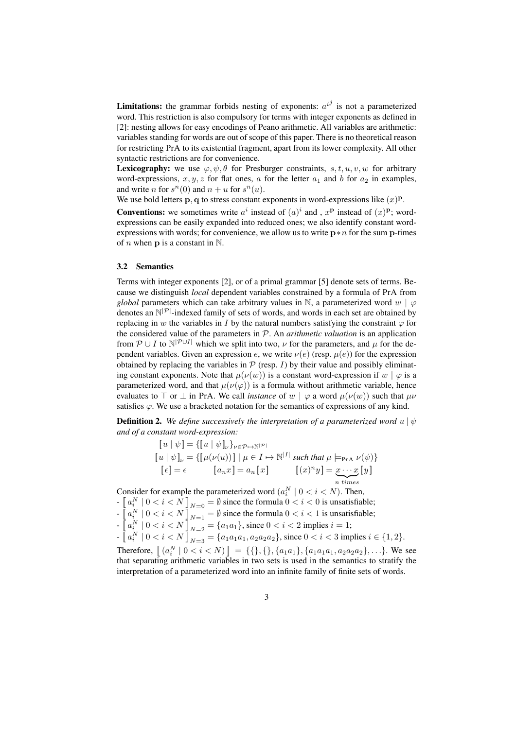**Limitations:** the grammar forbids nesting of exponents: $a^{i^j}$ is not a parameterized word. This restriction is also compulsory for terms with integer exponents as defined in [2]: nesting allows for easy encodings of Peano arithmetic. All variables are arithmetic: variables standing for words are out of scope of this paper. There is no theoretical reason for restricting PrA to its existential fragment, apart from its lower complexity. All other syntactic restrictions are for convenience.

**Lexicography:** we use $\varphi, \psi, \theta$ for Presburger constraints, $s, t, u, v, w$ for arbitrary word-expressions, $x, y, z$ for flat ones, $a$ for the letter $a_1$ and $b$ for $a_2$ in examples, and write $n$ for $s^n(0)$ and $n + u$ for $s^n(u)$.

We use bold letters $\mathbf{p}, \mathbf{q}$ to stress constant exponents in word-expressions like $(x)^{\mathbf{p}}$.

**Conventions:** we sometimes write $a^i$ instead of $(a)^i$ and , $x^{\mathbf{p}}$ instead of $(x)^{\mathbf{p}}$; word-expressions can be easily expanded into reduced ones; we also identify constant word-expressions with words; for convenience, we allow us to write $\mathbf{p} * n$ for the sum $\mathbf{p}$-times of $n$ when $\mathbf{p}$ is a constant in $\mathbb{N}$.

### 3.2 Semantics

Terms with integer exponents [2], or of a primal grammar [5] denote sets of terms. Because we distinguish *local* dependent variables constrained by a formula of PrA from *global* parameters which can take arbitrary values in $\mathbb{N}$, a parameterized word $w \mid \varphi$ denotes an $\mathbb{N}^{|\mathcal{P}|}$-indexed family of sets of words, and words in each set are obtained by replacing in $w$ the variables in $I$ by the natural numbers satisfying the constraint $\varphi$ for the considered value of the parameters in $\mathcal{P}$. An *arithmetic valuation* is an application from $\mathcal{P} \cup I$ to $\mathbb{N}^{|\mathcal{P} \cup I|}$ which we split into two, $\nu$ for the parameters, and $\mu$ for the dependent variables. Given an expression $e$, we write $\nu(e)$ (resp. $\mu(e)$) for the expression obtained by replacing the variables in $\mathcal{P}$ (resp. $I$) by their value and possibly eliminating constant exponents. Note that $\mu(\nu(w))$ is a constant word-expression if $w \mid \varphi$ is a parameterized word, and that $\mu(\nu(\varphi))$ is a formula without arithmetic variable, hence evaluates to $\top$ or $\bot$ in PrA. We call *instance* of $w \mid \varphi$ a word $\mu(\nu(w))$ such that $\mu\nu$ satisfies $\varphi$. We use a bracketed notation for the semantics of expressions of any kind.

**Definition 2.** *We define successively the interpretation of a parameterized word $u \mid \psi$ and of a constant word-expression:*

$$\llbracket u \mid \psi \rrbracket = \{\llbracket u \mid \psi \rrbracket_\nu\}_{\nu \in \mathcal{P} \mapsto \mathbb{N}^{|\mathcal{P}|}}$$

$$\llbracket u \mid \psi \rrbracket_\nu = \{\llbracket \mu(\nu(u)) \rrbracket \mid \mu \in I \mapsto \mathbb{N}^{|I|} \text{ such that } \mu \models_{\text{PrA}} \nu(\psi)\}$$

$$\llbracket \epsilon \rrbracket = \epsilon \qquad \llbracket a_n x \rrbracket = a_n \llbracket x \rrbracket \qquad \llbracket (x)^n y \rrbracket = \underbrace{x \cdots x}_{n \text{ times}} \llbracket y \rrbracket$$

Consider for example the parameterized word $(a_i^N \mid 0 < i < N)$. Then,

- $\llbracket a_i^N \mid 0 < i < N \rrbracket_{N=0} = \emptyset$ since the formula $0 < i < 0$ is unsatisfiable;
- $\llbracket a_i^N \mid 0 < i < N \rrbracket_{N=1} = \emptyset$ since the formula $0 < i < 1$ is unsatisfiable;
- $\llbracket a_i^N \mid 0 < i < N \rrbracket_{N=2} = \{a_1 a_1\}$, since $0 < i < 2$ implies $i = 1$;
- $\llbracket a_i^N \mid 0 < i < N \rrbracket_{N=3} = \{a_1 a_1 a_1, a_2 a_2 a_2\}$, since $0 < i < 3$ implies $i \in \{1, 2\}$.

Therefore, $\llbracket (a_i^N \mid 0 < i < N) \rrbracket = \{\{\}, \{\}, \{a_1 a_1\}, \{a_1 a_1 a_1, a_2 a_2 a_2\}, \ldots\}$. We see that separating arithmetic variables in two sets is used in the semantics to stratify the interpretation of a parameterized word into an infinite family of finite sets of words.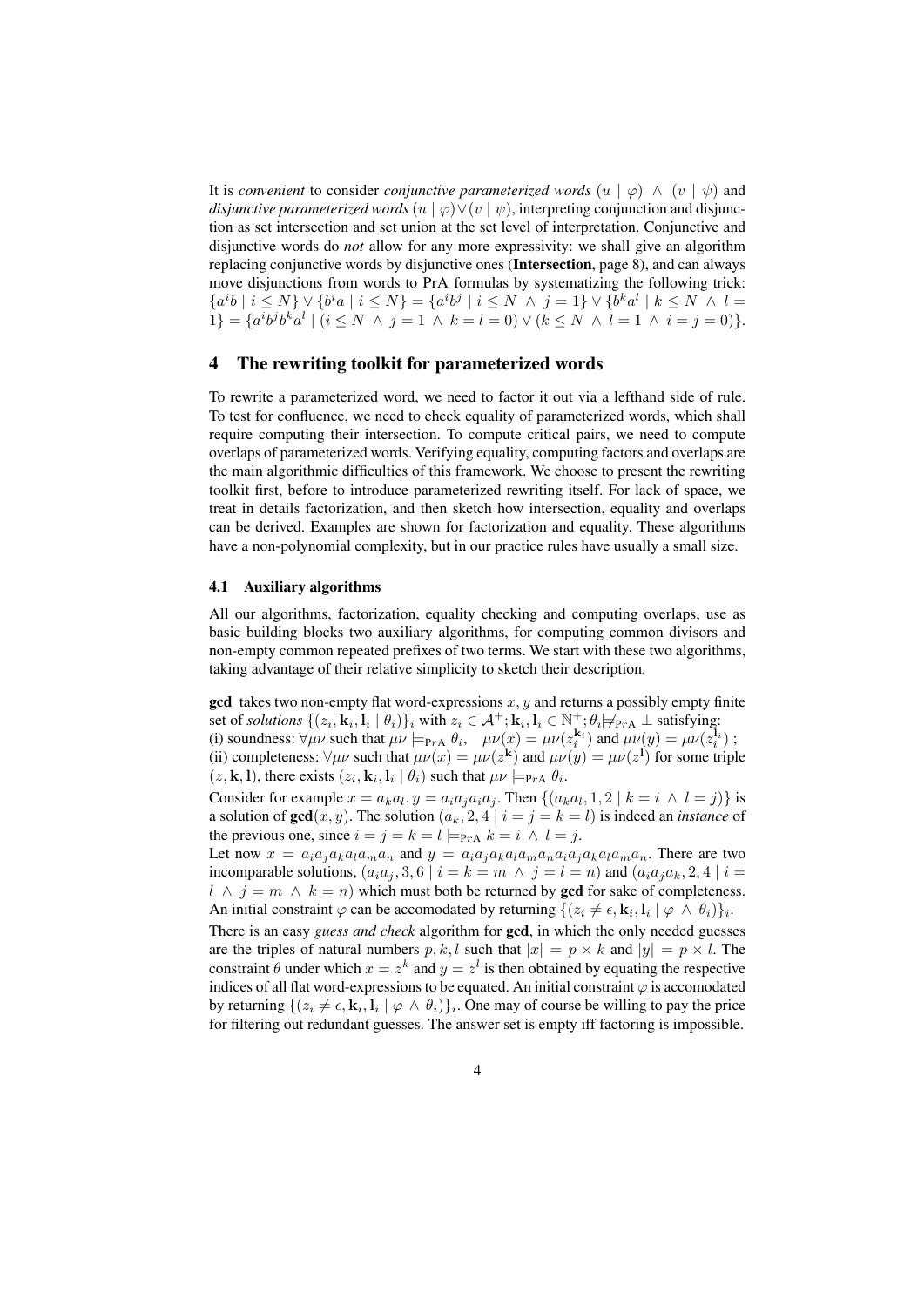It is *convenient* to consider *conjunctive parameterized words* $(u \mid \varphi) \wedge (v \mid \psi)$ and *disjunctive parameterized words* $(u \mid \varphi) \vee (v \mid \psi)$, interpreting conjunction and disjunction as set intersection and set union at the set level of interpretation. Conjunctive and disjunctive words do *not* allow for any more expressivity: we shall give an algorithm replacing conjunctive words by disjunctive ones (**Intersection**, page 8), and can always move disjunctions from words to PrA formulas by systematizing the following trick: $\{a^i b \mid i \leq N\} \vee \{b^i a \mid i \leq N\} = \{a^i b^j \mid i \leq N \wedge j = 1\} \vee \{b^k a^l \mid k \leq N \wedge l = 1\} = \{a^i b^j b^k a^l \mid (i \leq N \wedge j = 1 \wedge k = l = 0) \vee (k \leq N \wedge l = 1 \wedge i = j = 0)\}$.

## 4 The rewriting toolkit for parameterized words

To rewrite a parameterized word, we need to factor it out via a lefthand side of rule. To test for confluence, we need to check equality of parameterized words, which shall require computing their intersection. To compute critical pairs, we need to compute overlaps of parameterized words. Verifying equality, computing factors and overlaps are the main algorithmic difficulties of this framework. We choose to present the rewriting toolkit first, before to introduce parameterized rewriting itself. For lack of space, we treat in details factorization, and then sketch how intersection, equality and overlaps can be derived. Examples are shown for factorization and equality. These algorithms have a non-polynomial complexity, but in our practice rules have usually a small size.

### 4.1 Auxiliary algorithms

All our algorithms, factorization, equality checking and computing overlaps, use as basic building blocks two auxiliary algorithms, for computing common divisors and non-empty common repeated prefixes of two terms. We start with these two algorithms, taking advantage of their relative simplicity to sketch their description.

**gcd** takes two non-empty flat word-expressions $x, y$ and returns a possibly empty finite set of *solutions* $\{(z_i, \mathbf{k}_i, \mathbf{l}_i \mid \theta_i)\}_i$ with $z_i \in \mathcal{A}^+; \mathbf{k}_i, \mathbf{l}_i \in \mathbb{N}^+; \theta_i \not\models_{\text{PrA}} \bot$ satisfying:
(i) soundness: $\forall \mu\nu$ such that $\mu\nu \models_{\text{PrA}} \theta_i$, $\quad \mu\nu(x) = \mu\nu(z_i^{\mathbf{k}_i})$ and $\mu\nu(y) = \mu\nu(z_i^{\mathbf{l}_i})$ ;
(ii) completeness: $\forall \mu\nu$ such that $\mu\nu(x) = \mu\nu(z^{\mathbf{k}})$ and $\mu\nu(y) = \mu\nu(z^{\mathbf{l}})$ for some triple $(z, \mathbf{k}, \mathbf{l})$, there exists $(z_i, \mathbf{k}_i, \mathbf{l}_i \mid \theta_i)$ such that $\mu\nu \models_{\text{PrA}} \theta_i$.

Consider for example $x = a_k a_l, y = a_i a_j a_i a_j$. Then $\{(a_k a_l, 1, 2 \mid k = i \wedge l = j)\}$ is a solution of $\mathbf{gcd}(x, y)$. The solution $(a_k, 2, 4 \mid i = j = k = l)$ is indeed an *instance* of the previous one, since $i = j = k = l \models_{\text{PrA}} k = i \wedge l = j$.

Let now $x = a_i a_j a_k a_l a_m a_n$ and $y = a_i a_j a_k a_l a_m a_n a_i a_j a_k a_l a_m a_n$. There are two incomparable solutions, $(a_i a_j, 3, 6 \mid i = k = m \wedge j = l = n)$ and $(a_i a_j a_k, 2, 4 \mid i = l \wedge j = m \wedge k = n)$ which must both be returned by **gcd** for sake of completeness. An initial constraint $\varphi$ can be accomodated by returning $\{(z_i \neq \epsilon, \mathbf{k}_i, \mathbf{l}_i \mid \varphi \wedge \theta_i)\}_i$.

There is an easy *guess and check* algorithm for **gcd**, in which the only needed guesses are the triples of natural numbers $p, k, l$ such that $|x| = p \times k$ and $|y| = p \times l$. The constraint $\theta$ under which $x = z^k$ and $y = z^l$ is then obtained by equating the respective indices of all flat word-expressions to be equated. An initial constraint $\varphi$ is accomodated by returning $\{(z_i \neq \epsilon, \mathbf{k}_i, \mathbf{l}_i \mid \varphi \wedge \theta_i)\}_i$. One may of course be willing to pay the price for filtering out redundant guesses. The answer set is empty iff factoring is impossible.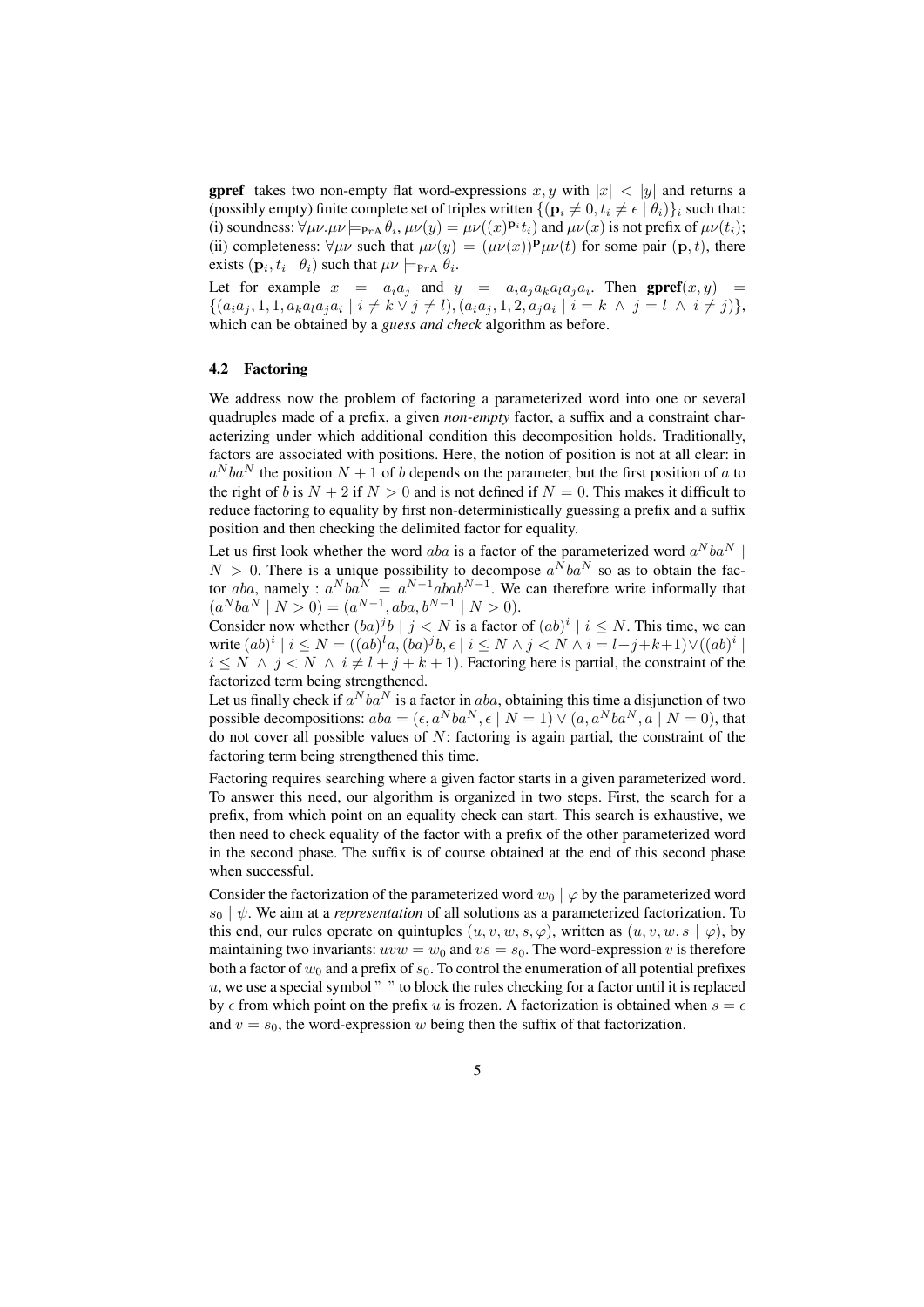**gpref** takes two non-empty flat word-expressions $x, y$ with $|x| < |y|$ and returns a (possibly empty) finite complete set of triples written $\{(\mathbf{p}_i \neq 0, t_i \neq \epsilon \mid \theta_i)\}_i$ such that: (i) soundness: $\forall \mu\nu. \mu\nu \models_{\mathrm{PrA}} \theta_i$, $\mu\nu(y) = \mu\nu((x)^{\mathbf{p}_i} t_i)$ and $\mu\nu(x)$ is not prefix of $\mu\nu(t_i)$; (ii) completeness: $\forall \mu\nu$ such that $\mu\nu(y) = (\mu\nu(x))^{\mathbf{p}} \mu\nu(t)$ for some pair $(\mathbf{p}, t)$, there exists $(\mathbf{p}_i, t_i \mid \theta_i)$ such that $\mu\nu \models_{\mathrm{PrA}} \theta_i$.

Let for example $x = a_i a_j$ and $y = a_i a_j a_k a_l a_j a_i$. Then $\mathbf{gpref}(x, y) = \{(a_i a_j, 1, 1, a_k a_l a_j a_i \mid i \neq k \vee j \neq l), (a_i a_j, 1, 2, a_j a_i \mid i = k \wedge j = l \wedge i \neq j)\}$, which can be obtained by a *guess and check* algorithm as before.

### 4.2 Factoring

We address now the problem of factoring a parameterized word into one or several quadruples made of a prefix, a given *non-empty* factor, a suffix and a constraint characterizing under which additional condition this decomposition holds. Traditionally, factors are associated with positions. Here, the notion of position is not at all clear: in $a^N b a^N$ the position $N+1$ of $b$ depends on the parameter, but the first position of $a$ to the right of $b$ is $N+2$ if $N > 0$ and is not defined if $N = 0$. This makes it difficult to reduce factoring to equality by first non-deterministically guessing a prefix and a suffix position and then checking the delimited factor for equality.

Let us first look whether the word $aba$ is a factor of the parameterized word $a^N b a^N \mid N > 0$. There is a unique possibility to decompose $a^N b a^N$ so as to obtain the factor $aba$, namely : $a^N b a^N = a^{N-1} abab^{N-1}$. We can therefore write informally that $(a^N b a^N \mid N > 0) = (a^{N-1}, aba, b^{N-1} \mid N > 0)$.

Consider now whether $(ba)^j b \mid j < N$ is a factor of $(ab)^i \mid i \leq N$. This time, we can write $(ab)^i \mid i \leq N = ((ab)^l a, (ba)^j b, \epsilon \mid i \leq N \wedge j < N \wedge i = l{+}j{+}k{+}1) \vee ((ab)^i \mid i \leq N \wedge j < N \wedge i \neq l + j + k + 1)$. Factoring here is partial, the constraint of the factorized term being strengthened.

Let us finally check if $a^N b a^N$ is a factor in $aba$, obtaining this time a disjunction of two possible decompositions: $aba = (\epsilon, a^N b a^N, \epsilon \mid N = 1) \vee (a, a^N b a^N, a \mid N = 0)$, that do not cover all possible values of $N$: factoring is again partial, the constraint of the factoring term being strengthened this time.

Factoring requires searching where a given factor starts in a given parameterized word. To answer this need, our algorithm is organized in two steps. First, the search for a prefix, from which point on an equality check can start. This search is exhaustive, we then need to check equality of the factor with a prefix of the other parameterized word in the second phase. The suffix is of course obtained at the end of this second phase when successful.

Consider the factorization of the parameterized word $w_0 \mid \varphi$ by the parameterized word $s_0 \mid \psi$. We aim at a *representation* of all solutions as a parameterized factorization. To this end, our rules operate on quintuples $(u, v, w, s, \varphi)$, written as $(u, v, w, s \mid \varphi)$, by maintaining two invariants: $uvw = w_0$ and $vs = s_0$. The word-expression $v$ is therefore both a factor of $w_0$ and a prefix of $s_0$. To control the enumeration of all potential prefixes $u$, we use a special symbol "_" to block the rules checking for a factor until it is replaced by $\epsilon$ from which point on the prefix $u$ is frozen. A factorization is obtained when $s = \epsilon$ and $v = s_0$, the word-expression $w$ being then the suffix of that factorization.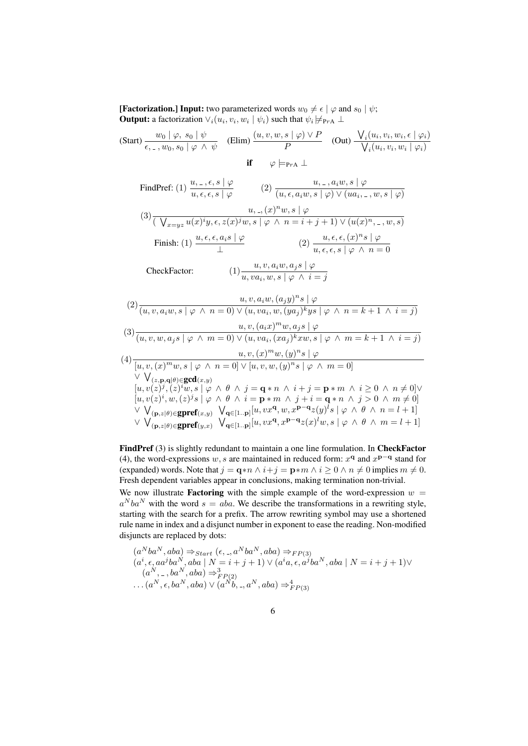**[Factorization.] Input:** two parameterized words $w_0 \neq \epsilon \mid \varphi$ and $s_0 \mid \psi$;
**Output:** a factorization $\vee_i(u_i, v_i, w_i \mid \psi_i)$ such that $\psi_i \not\models_{\text{PrA}} \bot$

$$\text{(Start)}\ \frac{w_0 \mid \varphi,\ s_0 \mid \psi}{\epsilon, \_\,, w_0, s_0 \mid \varphi\ \wedge\ \psi} \quad \text{(Elim)}\ \frac{(u, v, w, s \mid \varphi) \vee P}{P} \quad \text{(Out)}\ \frac{\bigvee_i (u_i, v_i, w_i, \epsilon \mid \varphi_i)}{\bigvee_i (u_i, v_i, w_i \mid \varphi_i)}$$

**if** $\quad \varphi \models_{\text{PrA}} \bot$

FindPref: $(1)\ \dfrac{u, \_\,, \epsilon, s \mid \varphi}{u, \epsilon, \epsilon, s \mid \varphi} \qquad (2)\ \dfrac{u, \_\,, a_i w, s \mid \varphi}{(u, \epsilon, a_i w, s \mid \varphi) \vee (u a_i, \_\,, w, s \mid \varphi)}$

$$(3)\frac{u, \_, (x)^n w, s \mid \varphi}{(\ \bigvee_{x=yz} u(x)^i y, \epsilon, z(x)^j w, s \mid \varphi\ \wedge\ n = i + j + 1) \vee (u(x)^n, \_\,, w, s)}$$

Finish: $(1)\ \dfrac{u, \epsilon, \epsilon, a_i s \mid \varphi}{\bot} \qquad (2)\ \dfrac{u, \epsilon, \epsilon, (x)^n s \mid \varphi}{u, \epsilon, \epsilon, s \mid \varphi\ \wedge\ n = 0}$

CheckFactor: $\qquad (1)\dfrac{u, v, a_i w, a_j s \mid \varphi}{u, v a_i, w, s \mid \varphi\ \wedge\ i = j}$

$$(2)\frac{u, v, a_i w, (a_j y)^n s \mid \varphi}{(u, v, a_i w, s \mid \varphi\ \wedge\ n = 0) \vee (u, v a_i, w, (y a_j)^k y s \mid \varphi\ \wedge\ n = k + 1\ \wedge\ i = j)}$$

$$(3)\frac{u, v, (a_i x)^m w, a_j s \mid \varphi}{(u, v, w, a_j s \mid \varphi\ \wedge\ m = 0) \vee (u, v a_i, (x a_j)^k x w, s \mid \varphi\ \wedge\ m = k + 1\ \wedge\ i = j)}$$

$$(4)\frac{u, v, (x)^m w, (y)^n s \mid \varphi}{\begin{array}{l}[u, v, (x)^m w, s \mid \varphi\ \wedge\ n = 0] \vee [u, v, w, (y)^n s \mid \varphi\ \wedge\ m = 0] \\ \vee \bigvee_{(z, \mathbf{p}, \mathbf{q} \mid \theta) \in \mathbf{gcd}(x,y)} \\ [u, v(z)^j, (z)^i w, s \mid \varphi\ \wedge\ \theta\ \wedge\ j = \mathbf{q} * n\ \wedge\ i + j = \mathbf{p} * m\ \wedge\ i \geq 0\ \wedge\ n \neq 0] \vee \\ [u, v(z)^i, w, (z)^j s \mid \varphi\ \wedge\ \theta\ \wedge\ i = \mathbf{p} * m\ \wedge\ j + i = \mathbf{q} * n\ \wedge\ j > 0\ \wedge\ m \neq 0] \\ \vee \bigvee_{(\mathbf{p}, z \mid \theta) \in \mathbf{gpref}(x,y)}\ \bigvee_{\mathbf{q} \in [1..\mathbf{p}]} [u, v x^{\mathbf{q}}, w, x^{\mathbf{p}-\mathbf{q}} z (y)^l s \mid \varphi\ \wedge\ \theta\ \wedge\ n = l + 1] \\ \vee \bigvee_{(\mathbf{p}, z \mid \theta) \in \mathbf{gpref}(y,x)}\ \bigvee_{\mathbf{q} \in [1..\mathbf{p}]} [u, v x^{\mathbf{q}}, x^{\mathbf{p}-\mathbf{q}} z (x)^l w, s \mid \varphi\ \wedge\ \theta\ \wedge\ m = l + 1]\end{array}}$$

**FindPref** (3) is slightly redundant to maintain a one line formulation. In **CheckFactor** (4), the word-expressions $w, s$ are maintained in reduced form: $x^{\mathbf{q}}$ and $x^{\mathbf{p}-\mathbf{q}}$ stand for (expanded) words. Note that $j = \mathbf{q} * n \wedge i + j = \mathbf{p} * m \wedge i \geq 0 \wedge n \neq 0$ implies $m \neq 0$. Fresh dependent variables appear in conclusions, making termination non-trivial.

We now illustrate **Factoring** with the simple example of the word-expression $w = a^N b a^N$ with the word $s = aba$. We describe the transformations in a rewriting style, starting with the search for a prefix. The arrow rewriting symbol may use a shortened rule name in index and a disjunct number in exponent to ease the reading. Non-modified disjuncts are replaced by dots:

$$\begin{array}{l}(a^N b a^N, aba) \Rightarrow_{Start} (\epsilon, \_, a^N b a^N, aba) \Rightarrow_{FP(3)} \\ (a^i, \epsilon, a a^j b a^N, aba \mid N = i + j + 1) \vee (a^i a, \epsilon, a^j b a^N, aba \mid N = i + j + 1) \vee \\ \quad (a^N, \_\,, b a^N, aba) \Rightarrow^3_{FP(2)} \\ \ldots (a^N, \epsilon, b a^N, aba) \vee (a^N b, \_, a^N, aba) \Rightarrow^4_{FP(3)}\end{array}$$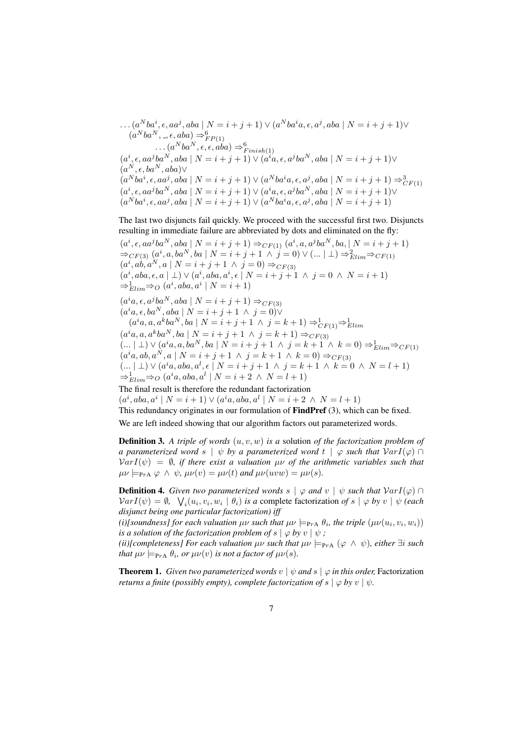$\ldots(a^N ba^i, \epsilon, aa^j, aba \mid N = i+j+1) \vee (a^N ba^i a, \epsilon, a^j, aba \mid N = i+j+1) \vee$
$\quad (a^N ba^N, \_, \epsilon, aba) \Rightarrow^6_{FP(1)}$
$\quad\quad \ldots(a^N ba^N, \epsilon, \epsilon, aba) \Rightarrow^6_{Finish(1)}$
$(a^i, \epsilon, aa^j ba^N, aba \mid N = i+j+1) \vee (a^i a, \epsilon, a^j ba^N, aba \mid N = i+j+1) \vee$
$(a^N, \epsilon, ba^N, aba) \vee$
$(a^N ba^i, \epsilon, aa^j, aba \mid N = i+j+1) \vee (a^N ba^i a, \epsilon, a^j, aba \mid N = i+j+1) \Rightarrow^3_{CF(1)}$
$(a^i, \epsilon, aa^j ba^N, aba \mid N = i+j+1) \vee (a^i a, \epsilon, a^j ba^N, aba \mid N = i+j+1) \vee$
$(a^N ba^i, \epsilon, aa^j, aba \mid N = i+j+1) \vee (a^N ba^i a, \epsilon, a^j, aba \mid N = i+j+1)$

The last two disjuncts fail quickly. We proceed with the successful first two. Disjuncts resulting in immediate failure are abbreviated by dots and eliminated on the fly:

$(a^i, \epsilon, aa^j ba^N, aba \mid N = i+j+1) \Rightarrow_{CF(1)} (a^i, a, a^j ba^N, ba, \mid N = i+j+1)$
$\Rightarrow_{CF(3)} (a^i, a, ba^N, ba \mid N = i+j+1 \ \wedge\ j = 0) \vee (\ldots \mid \bot) \Rightarrow^2_{Elim} \Rightarrow_{CF(1)}$
$(a^i, ab, a^N, a \mid N = i+j+1 \ \wedge\ j = 0) \Rightarrow_{CF(3)}$
$(a^i, aba, \epsilon, a \mid \bot) \vee (a^i, aba, a^i, \epsilon \mid N = i+j+1 \ \wedge\ j = 0 \ \wedge\ N = i+1)$
$\Rightarrow^1_{Elim} \Rightarrow_O (a^i, aba, a^i \mid N = i+1)$

$(a^i a, \epsilon, a^j ba^N, aba \mid N = i+j+1) \Rightarrow_{CF(3)}$
$(a^i a, \epsilon, ba^N, aba \mid N = i+j+1 \ \wedge\ j = 0) \vee$
$\quad (a^i a, a, a^k ba^N, ba \mid N = i+j+1 \ \wedge\ j = k+1) \Rightarrow^1_{CF(1)} \Rightarrow^1_{Elim}$
$(a^i a, a, a^k ba^N, ba \mid N = i+j+1 \ \wedge\ j = k+1) \Rightarrow_{CF(3)}$
$(\ldots \mid \bot) \vee (a^i a, a, ba^N, ba \mid N = i+j+1 \ \wedge\ j = k+1 \ \wedge\ k = 0) \Rightarrow^1_{Elim} \Rightarrow_{CF(1)}$
$(a^i a, ab, a^N, a \mid N = i+j+1 \ \wedge\ j = k+1 \ \wedge\ k = 0) \Rightarrow_{CF(3)}$
$(\ldots \mid \bot) \vee (a^i a, aba, a^l, \epsilon \mid N = i+j+1 \ \wedge\ j = k+1 \ \wedge\ k = 0 \ \wedge\ N = l+1)$
$\Rightarrow^1_{Elim} \Rightarrow_O (a^i a, aba, a^l \mid N = i+2 \ \wedge\ N = l+1)$

The final result is therefore the redundant factorization
$(a^i, aba, a^i \mid N = i+1) \vee (a^i a, aba, a^l \mid N = i+2 \ \wedge\ N = l+1)$
This redundancy originates in our formulation of **FindPref** (3), which can be fixed.

We are left indeed showing that our algorithm factors out parameterized words.

**Definition 3.** *A triple of words $(u, v, w)$ is a* solution *of the factorization problem of a parameterized word $s \mid \psi$ by a parameterized word $t \mid \varphi$ such that $\mathcal{V}arI(\varphi) \cap \mathcal{V}arI(\psi) = \emptyset$, if there exist a valuation $\mu\nu$ of the arithmetic variables such that $\mu\nu \models_{\text{PrA}} \varphi \ \wedge\ \psi$, $\mu\nu(v) = \mu\nu(t)$ and $\mu\nu(uvw) = \mu\nu(s)$.*

**Definition 4.** *Given two parameterized words $s \mid \varphi$ and $v \mid \psi$ such that $\mathcal{V}arI(\varphi) \cap \mathcal{V}arI(\psi) = \emptyset$, $\bigvee_i (u_i, v_i, w_i \mid \theta_i)$ is a* complete factorization *of $s \mid \varphi$ by $v \mid \psi$ (each disjunct being one particular factorization) iff*
*(i)[soundness] for each valuation $\mu\nu$ such that $\mu\nu \models_{\text{PrA}} \theta_i$, the triple $(\mu\nu(u_i, v_i, w_i))$ is a solution of the factorization problem of $s \mid \varphi$ by $v \mid \psi$ ;*
*(ii)[completeness] For each valuation $\mu\nu$ such that $\mu\nu \models_{\text{PrA}} (\varphi \ \wedge\ \psi)$, either $\exists i$ such that $\mu\nu \models_{\text{PrA}} \theta_i$, or $\mu\nu(v)$ is not a factor of $\mu\nu(s)$.*

**Theorem 1.** *Given two parameterized words $v \mid \psi$ and $s \mid \varphi$ in this order,* Factorization *returns a finite (possibly empty), complete factorization of $s \mid \varphi$ by $v \mid \psi$.*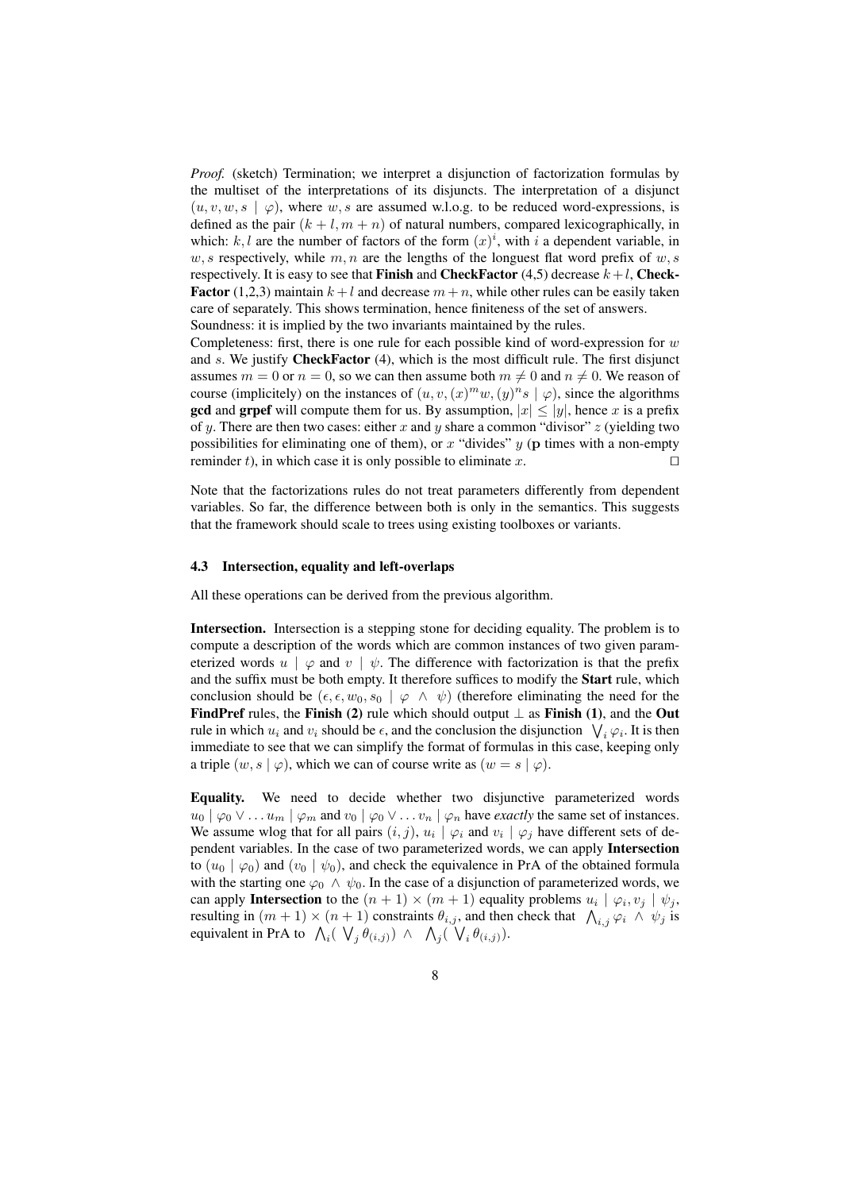*Proof.* (sketch) Termination; we interpret a disjunction of factorization formulas by the multiset of the interpretations of its disjuncts. The interpretation of a disjunct $(u, v, w, s \mid \varphi)$, where $w, s$ are assumed w.l.o.g. to be reduced word-expressions, is defined as the pair $(k + l, m + n)$ of natural numbers, compared lexicographically, in which: $k, l$ are the number of factors of the form $(x)^i$, with $i$ a dependent variable, in $w, s$ respectively, while $m, n$ are the lengths of the longuest flat word prefix of $w, s$ respectively. It is easy to see that **Finish** and **CheckFactor** (4,5) decrease $k+l$, **CheckFactor** (1,2,3) maintain $k+l$ and decrease $m+n$, while other rules can be easily taken care of separately. This shows termination, hence finiteness of the set of answers.
Soundness: it is implied by the two invariants maintained by the rules.
Completeness: first, there is one rule for each possible kind of word-expression for $w$ and $s$. We justify **CheckFactor** (4), which is the most difficult rule. The first disjunct assumes $m = 0$ or $n = 0$, so we can then assume both $m \neq 0$ and $n \neq 0$. We reason of course (implicitely) on the instances of $(u, v, (x)^m w, (y)^n s \mid \varphi)$, since the algorithms **gcd** and **grpef** will compute them for us. By assumption, $|x| \leq |y|$, hence $x$ is a prefix of $y$. There are then two cases: either $x$ and $y$ share a common "divisor" $z$ (yielding two possibilities for eliminating one of them), or $x$ "divides" $y$ ($\mathbf{p}$ times with a non-empty reminder $t$), in which case it is only possible to eliminate $x$. ☐

Note that the factorizations rules do not treat parameters differently from dependent variables. So far, the difference between both is only in the semantics. This suggests that the framework should scale to trees using existing toolboxes or variants.

### 4.3 Intersection, equality and left-overlaps

All these operations can be derived from the previous algorithm.

**Intersection.** Intersection is a stepping stone for deciding equality. The problem is to compute a description of the words which are common instances of two given parameterized words $u \mid \varphi$ and $v \mid \psi$. The difference with factorization is that the prefix and the suffix must be both empty. It therefore suffices to modify the **Start** rule, which conclusion should be $(\epsilon, \epsilon, w_0, s_0 \mid \varphi \wedge \psi)$ (therefore eliminating the need for the **FindPref** rules, the **Finish (2)** rule which should output $\bot$ as **Finish (1)**, and the **Out** rule in which $u_i$ and $v_i$ should be $\epsilon$, and the conclusion the disjunction $\bigvee_i \varphi_i$. It is then immediate to see that we can simplify the format of formulas in this case, keeping only a triple $(w, s \mid \varphi)$, which we can of course write as $(w = s \mid \varphi)$.

**Equality.** We need to decide whether two disjunctive parameterized words $u_0 \mid \varphi_0 \vee \ldots u_m \mid \varphi_m$ and $v_0 \mid \varphi_0 \vee \ldots v_n \mid \varphi_n$ have *exactly* the same set of instances. We assume wlog that for all pairs $(i, j)$, $u_i \mid \varphi_i$ and $v_i \mid \varphi_j$ have different sets of dependent variables. In the case of two parameterized words, we can apply **Intersection** to $(u_0 \mid \varphi_0)$ and $(v_0 \mid \psi_0)$, and check the equivalence in PrA of the obtained formula with the starting one $\varphi_0 \wedge \psi_0$. In the case of a disjunction of parameterized words, we can apply **Intersection** to the $(n+1) \times (m+1)$ equality problems $u_i \mid \varphi_i, v_j \mid \psi_j$, resulting in $(m+1) \times (n+1)$ constraints $\theta_{i,j}$, and then check that $\bigwedge_{i,j} \varphi_i \wedge \psi_j$ is equivalent in PrA to $\bigwedge_i (\bigvee_j \theta_{(i,j)}) \wedge \bigwedge_j (\bigvee_i \theta_{(i,j)})$.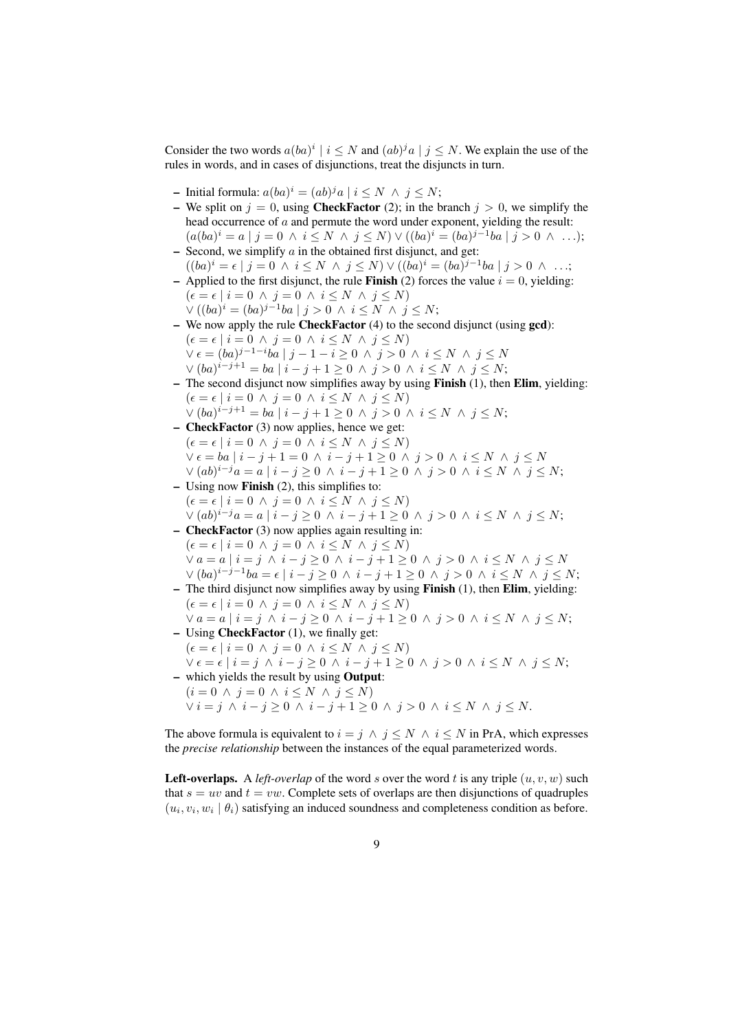Consider the two words $a(ba)^i \mid i \leq N$ and $(ab)^j a \mid j \leq N$. We explain the use of the rules in words, and in cases of disjunctions, treat the disjuncts in turn.

- Initial formula: $a(ba)^i = (ab)^j a \mid i \leq N \ \wedge \ j \leq N$;
- We split on $j = 0$, using **CheckFactor** (2); in the branch $j > 0$, we simplify the head occurrence of $a$ and permute the word under exponent, yielding the result: $(a(ba)^i = a \mid j = 0 \ \wedge \ i \leq N \ \wedge \ j \leq N) \vee ((ba)^i = (ba)^{j-1} ba \mid j > 0 \ \wedge \ \ldots)$;
- Second, we simplify $a$ in the obtained first disjunct, and get: $((ba)^i = \epsilon \mid j = 0 \ \wedge \ i \leq N \ \wedge \ j \leq N) \vee ((ba)^i = (ba)^{j-1} ba \mid j > 0 \ \wedge \ \ldots$;
- Applied to the first disjunct, the rule **Finish** (2) forces the value $i = 0$, yielding: $(\epsilon = \epsilon \mid i = 0 \ \wedge \ j = 0 \ \wedge \ i \leq N \ \wedge \ j \leq N)$ $\vee \ ((ba)^i = (ba)^{j-1} ba \mid j > 0 \ \wedge \ i \leq N \ \wedge \ j \leq N$;
- We now apply the rule **CheckFactor** (4) to the second disjunct (using **gcd**): $(\epsilon = \epsilon \mid i = 0 \ \wedge \ j = 0 \ \wedge \ i \leq N \ \wedge \ j \leq N)$ $\vee \ \epsilon = (ba)^{j-1-i} ba \mid j - 1 - i \geq 0 \ \wedge \ j > 0 \ \wedge \ i \leq N \ \wedge \ j \leq N$ $\vee \ (ba)^{i-j+1} = ba \mid i - j + 1 \geq 0 \ \wedge \ j > 0 \ \wedge \ i \leq N \ \wedge \ j \leq N$;
- The second disjunct now simplifies away by using **Finish** (1), then **Elim**, yielding: $(\epsilon = \epsilon \mid i = 0 \ \wedge \ j = 0 \ \wedge \ i \leq N \ \wedge \ j \leq N)$ $\vee \ (ba)^{i-j+1} = ba \mid i - j + 1 \geq 0 \ \wedge \ j > 0 \ \wedge \ i \leq N \ \wedge \ j \leq N$;
- **CheckFactor** (3) now applies, hence we get: $(\epsilon = \epsilon \mid i = 0 \ \wedge \ j = 0 \ \wedge \ i \leq N \ \wedge \ j \leq N)$ $\vee \ \epsilon = ba \mid i - j + 1 = 0 \ \wedge \ i - j + 1 \geq 0 \ \wedge \ j > 0 \ \wedge \ i \leq N \ \wedge \ j \leq N$ $\vee \ (ab)^{i-j} a = a \mid i - j \geq 0 \ \wedge \ i - j + 1 \geq 0 \ \wedge \ j > 0 \ \wedge \ i \leq N \ \wedge \ j \leq N$;
- Using now **Finish** (2), this simplifies to: $(\epsilon = \epsilon \mid i = 0 \ \wedge \ j = 0 \ \wedge \ i \leq N \ \wedge \ j \leq N)$ $\vee \ (ab)^{i-j} a = a \mid i - j \geq 0 \ \wedge \ i - j + 1 \geq 0 \ \wedge \ j > 0 \ \wedge \ i \leq N \ \wedge \ j \leq N$;
- **CheckFactor** (3) now applies again resulting in: $(\epsilon = \epsilon \mid i = 0 \ \wedge \ j = 0 \ \wedge \ i \leq N \ \wedge \ j \leq N)$ $\vee \ a = a \mid i = j \ \wedge \ i - j \geq 0 \ \wedge \ i - j + 1 \geq 0 \ \wedge \ j > 0 \ \wedge \ i \leq N \ \wedge \ j \leq N$ $\vee \ (ba)^{i-j-1} ba = \epsilon \mid i - j \geq 0 \ \wedge \ i - j + 1 \geq 0 \ \wedge \ j > 0 \ \wedge \ i \leq N \ \wedge \ j \leq N$;
- The third disjunct now simplifies away by using **Finish** (1), then **Elim**, yielding: $(\epsilon = \epsilon \mid i = 0 \ \wedge \ j = 0 \ \wedge \ i \leq N \ \wedge \ j \leq N)$ $\vee \ a = a \mid i = j \ \wedge \ i - j \geq 0 \ \wedge \ i - j + 1 \geq 0 \ \wedge \ j > 0 \ \wedge \ i \leq N \ \wedge \ j \leq N$;
- Using **CheckFactor** (1), we finally get: $(\epsilon = \epsilon \mid i = 0 \ \wedge \ j = 0 \ \wedge \ i \leq N \ \wedge \ j \leq N)$ $\vee \ \epsilon = \epsilon \mid i = j \ \wedge \ i - j \geq 0 \ \wedge \ i - j + 1 \geq 0 \ \wedge \ j > 0 \ \wedge \ i \leq N \ \wedge \ j \leq N$;
- which yields the result by using **Output**: $(i = 0 \ \wedge \ j = 0 \ \wedge \ i \leq N \ \wedge \ j \leq N)$ $\vee \ i = j \ \wedge \ i - j \geq 0 \ \wedge \ i - j + 1 \geq 0 \ \wedge \ j > 0 \ \wedge \ i \leq N \ \wedge \ j \leq N$.

The above formula is equivalent to $i = j \ \wedge \ j \leq N \ \wedge \ i \leq N$ in PrA, which expresses the *precise relationship* between the instances of the equal parameterized words.

**Left-overlaps.** A *left-overlap* of the word $s$ over the word $t$ is any triple $(u, v, w)$ such that $s = uv$ and $t = vw$. Complete sets of overlaps are then disjunctions of quadruples $(u_i, v_i, w_i \mid \theta_i)$ satisfying an induced soundness and completeness condition as before.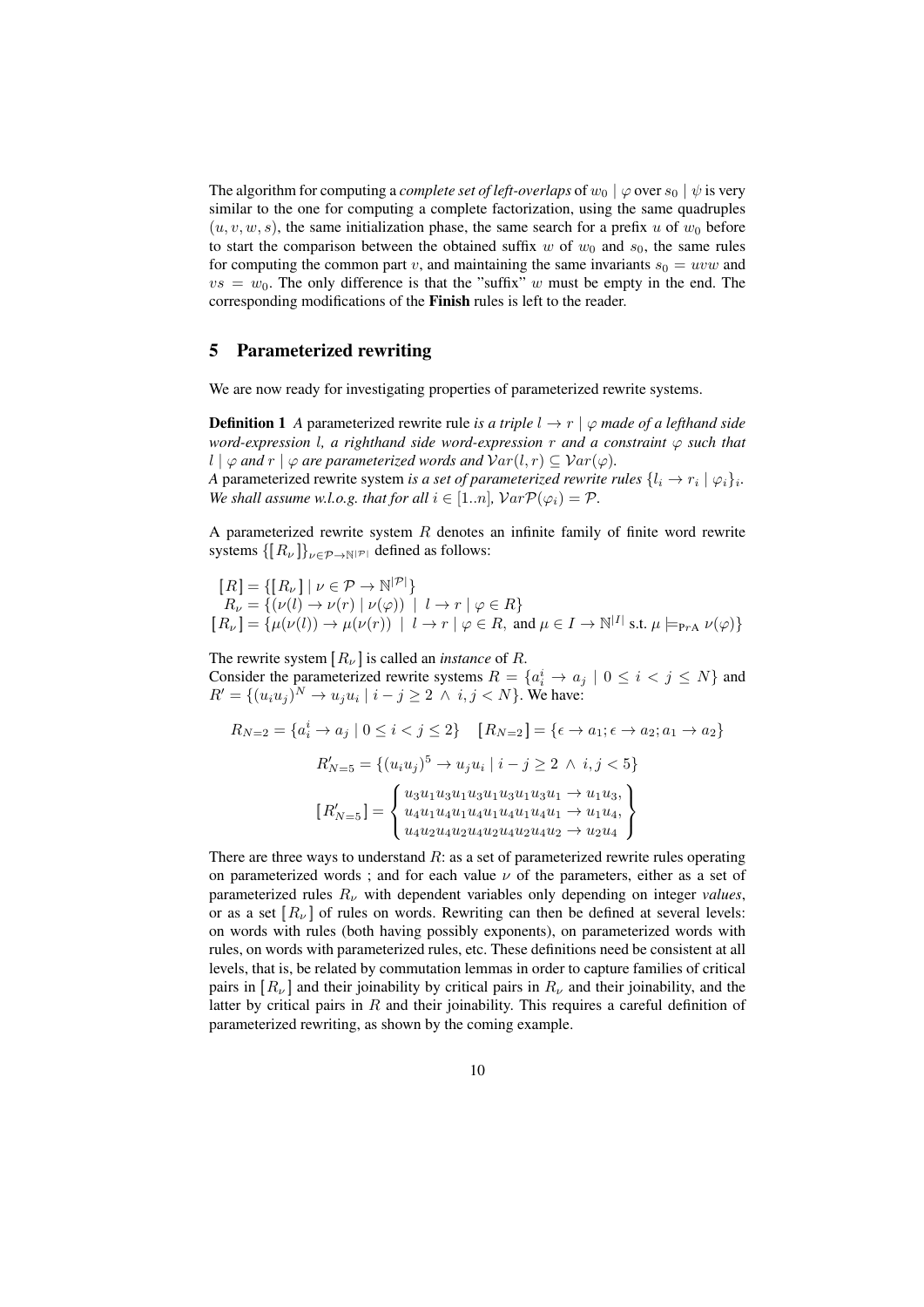The algorithm for computing a *complete set of left-overlaps* of $w_0 \mid \varphi$ over $s_0 \mid \psi$ is very similar to the one for computing a complete factorization, using the same quadruples $(u, v, w, s)$, the same initialization phase, the same search for a prefix $u$ of $w_0$ before to start the comparison between the obtained suffix $w$ of $w_0$ and $s_0$, the same rules for computing the common part $v$, and maintaining the same invariants $s_0 = uvw$ and $vs = w_0$. The only difference is that the "suffix" $w$ must be empty in the end. The corresponding modifications of the **Finish** rules is left to the reader.

## 5 Parameterized rewriting

We are now ready for investigating properties of parameterized rewrite systems.

**Definition 1** *A* parameterized rewrite rule *is a triple $l \to r \mid \varphi$ made of a lefthand side word-expression $l$, a righthand side word-expression $r$ and a constraint $\varphi$ such that $l \mid \varphi$ and $r \mid \varphi$ are parameterized words and $\mathcal{V}ar(l, r) \subseteq \mathcal{V}ar(\varphi)$.*
*A* parameterized rewrite system *is a set of parameterized rewrite rules $\{l_i \to r_i \mid \varphi_i\}_i$. We shall assume w.l.o.g. that for all $i \in [1..n]$, $\mathcal{V}ar\mathcal{P}(\varphi_i) = \mathcal{P}$.*

A parameterized rewrite system $R$ denotes an infinite family of finite word rewrite systems $\{[\![R_\nu]\!]\}_{\nu \in \mathcal{P} \to \mathbb{N}^{|\mathcal{P}|}}$ defined as follows:

$$
\begin{aligned}
[\![R]\!] &= \{[\![R_\nu]\!] \mid \nu \in \mathcal{P} \to \mathbb{N}^{|\mathcal{P}|}\} \\
R_\nu &= \{(\nu(l) \to \nu(r) \mid \nu(\varphi)) \mid l \to r \mid \varphi \in R\} \\
[\![R_\nu]\!] &= \{\mu(\nu(l)) \to \mu(\nu(r)) \mid l \to r \mid \varphi \in R, \text{ and } \mu \in I \to \mathbb{N}^{|I|} \text{ s.t. } \mu \models_{\mathrm{PrA}} \nu(\varphi)\}
\end{aligned}
$$

The rewrite system $[\![R_\nu]\!]$ is called an *instance* of $R$.
Consider the parameterized rewrite systems $R = \{a_i^i \to a_j \mid 0 \leq i < j \leq N\}$ and $R' = \{(u_i u_j)^N \to u_j u_i \mid i - j \geq 2 \wedge i, j < N\}$. We have:

$$
R_{N=2} = \{a_i^i \to a_j \mid 0 \leq i < j \leq 2\} \quad [\![R_{N=2}]\!] = \{\epsilon \to a_1; \epsilon \to a_2; a_1 \to a_2\}
$$

$$
R'_{N=5} = \{(u_i u_j)^5 \to u_j u_i \mid i - j \geq 2 \wedge i, j < 5\}
$$

$$
[\![R'_{N=5}]\!] = \left\{ \begin{array}{l} u_3u_1u_3u_1u_3u_1u_3u_1u_3u_1 \to u_1u_3, \\ u_4u_1u_4u_1u_4u_1u_4u_1u_4u_1 \to u_1u_4, \\ u_4u_2u_4u_2u_4u_2u_4u_2u_4u_2 \to u_2u_4 \end{array} \right\}
$$

There are three ways to understand $R$: as a set of parameterized rewrite rules operating on parameterized words ; and for each value $\nu$ of the parameters, either as a set of parameterized rules $R_\nu$ with dependent variables only depending on integer *values*, or as a set $[\![R_\nu]\!]$ of rules on words. Rewriting can then be defined at several levels: on words with rules (both having possibly exponents), on parameterized words with rules, on words with parameterized rules, etc. These definitions need be consistent at all levels, that is, be related by commutation lemmas in order to capture families of critical pairs in $[\![R_\nu]\!]$ and their joinability by critical pairs in $R_\nu$ and their joinability, and the latter by critical pairs in $R$ and their joinability. This requires a careful definition of parameterized rewriting, as shown by the coming example.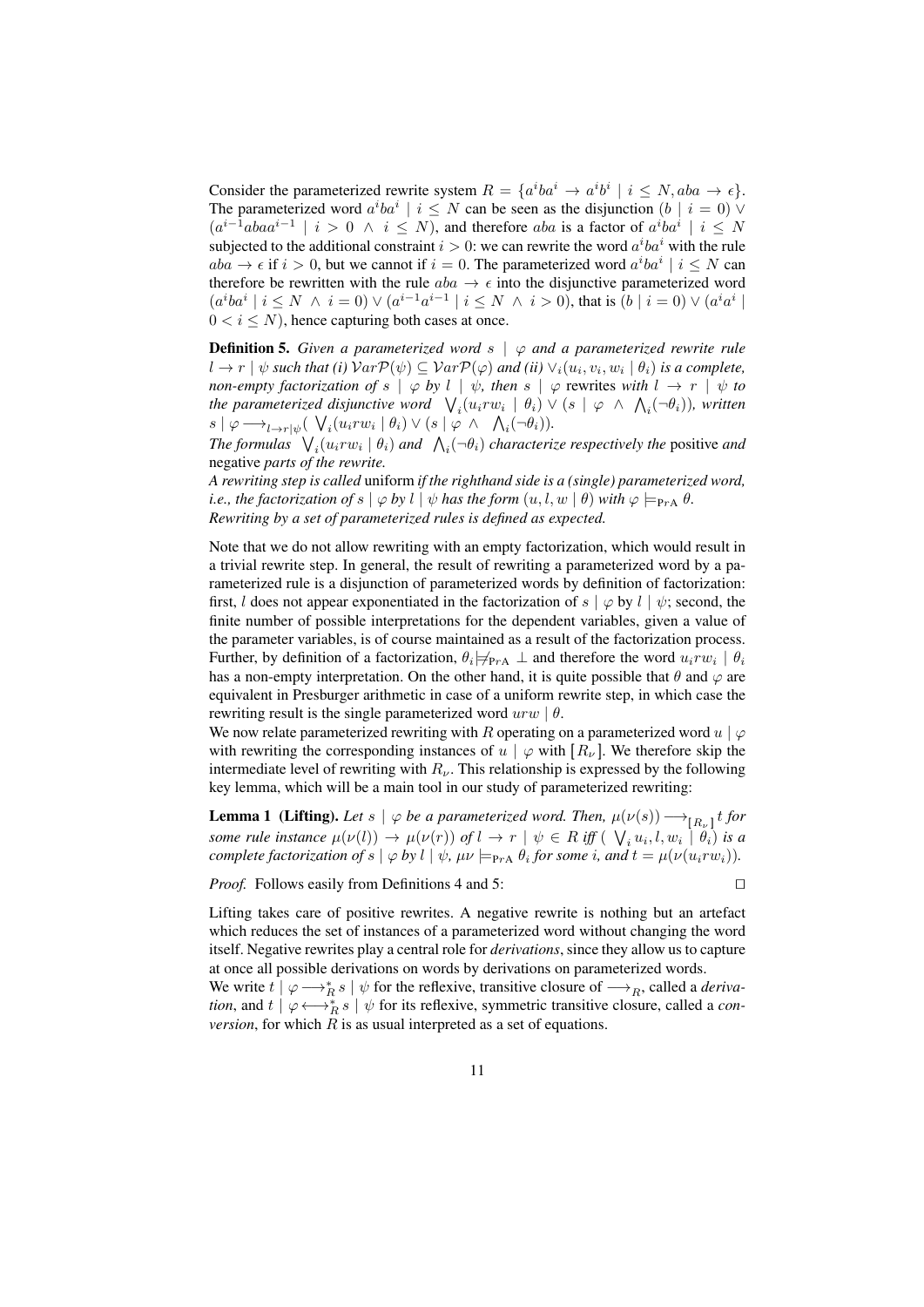Consider the parameterized rewrite system $R = \{a^i b a^i \to a^i b^i \mid i \leq N, aba \to \epsilon\}$. The parameterized word $a^i b a^i \mid i \leq N$ can be seen as the disjunction $(b \mid i = 0) \vee (a^{i-1} aba a^{i-1} \mid i > 0 \ \wedge \ i \leq N)$, and therefore $aba$ is a factor of $a^i b a^i \mid i \leq N$ subjected to the additional constraint $i > 0$: we can rewrite the word $a^i b a^i$ with the rule $aba \to \epsilon$ if $i > 0$, but we cannot if $i = 0$. The parameterized word $a^i b a^i \mid i \leq N$ can therefore be rewritten with the rule $aba \to \epsilon$ into the disjunctive parameterized word $(a^i b a^i \mid i \leq N \ \wedge \ i = 0) \vee (a^{i-1} a^{i-1} \mid i \leq N \ \wedge \ i > 0)$, that is $(b \mid i = 0) \vee (a^i a^i \mid 0 < i \leq N)$, hence capturing both cases at once.

**Definition 5.** *Given a parameterized word $s \mid \varphi$ and a parameterized rewrite rule $l \to r \mid \psi$ such that (i) $\mathcal{V}ar\mathcal{P}(\psi) \subseteq \mathcal{V}ar\mathcal{P}(\varphi)$ and (ii) $\vee_i(u_i, v_i, w_i \mid \theta_i)$ is a complete, non-empty factorization of $s \mid \varphi$ by $l \mid \psi$, then $s \mid \varphi$* rewrites *with $l \to r \mid \psi$ to the parameterized disjunctive word $\bigvee_i (u_i r w_i \mid \theta_i) \vee (s \mid \varphi \ \wedge \ \bigwedge_i (\neg \theta_i))$, written $s \mid \varphi \longrightarrow_{l \to r \mid \psi} (\ \bigvee_i (u_i r w_i \mid \theta_i) \vee (s \mid \varphi \ \wedge \ \bigwedge_i (\neg \theta_i))$.*

*The formulas $\bigvee_i (u_i r w_i \mid \theta_i)$ and $\bigwedge_i (\neg \theta_i)$ characterize respectively the* positive *and* negative *parts of the rewrite.*

*A rewriting step is called* uniform *if the righthand side is a (single) parameterized word, i.e., the factorization of $s \mid \varphi$ by $l \mid \psi$ has the form $(u, l, w \mid \theta)$ with $\varphi \models_{\mathrm{PrA}} \theta$.*

*Rewriting by a set of parameterized rules is defined as expected.*

Note that we do not allow rewriting with an empty factorization, which would result in a trivial rewrite step. In general, the result of rewriting a parameterized word by a parameterized rule is a disjunction of parameterized words by definition of factorization: first, $l$ does not appear exponentiated in the factorization of $s \mid \varphi$ by $l \mid \psi$; second, the finite number of possible interpretations for the dependent variables, given a value of the parameter variables, is of course maintained as a result of the factorization process. Further, by definition of a factorization, $\theta_i \not\models_{\mathrm{PrA}} \bot$ and therefore the word $u_i r w_i \mid \theta_i$ has a non-empty interpretation. On the other hand, it is quite possible that $\theta$ and $\varphi$ are equivalent in Presburger arithmetic in case of a uniform rewrite step, in which case the rewriting result is the single parameterized word $urw \mid \theta$.

We now relate parameterized rewriting with $R$ operating on a parameterized word $u \mid \varphi$ with rewriting the corresponding instances of $u \mid \varphi$ with $[R_\nu]$. We therefore skip the intermediate level of rewriting with $R_\nu$. This relationship is expressed by the following key lemma, which will be a main tool in our study of parameterized rewriting:

**Lemma 1 (Lifting).** *Let $s \mid \varphi$ be a parameterized word. Then, $\mu(\nu(s)) \longrightarrow_{[R_\nu]} t$ for some rule instance $\mu(\nu(l)) \to \mu(\nu(r))$ of $l \to r \mid \psi \in R$ iff $(\ \bigvee_i u_i, l, w_i \mid \theta_i)$ is a complete factorization of $s \mid \varphi$ by $l \mid \psi$, $\mu\nu \models_{\mathrm{PrA}} \theta_i$ for some $i$, and $t = \mu(\nu(u_i r w_i))$.*

*Proof.* Follows easily from Definitions 4 and 5: □

Lifting takes care of positive rewrites. A negative rewrite is nothing but an artefact which reduces the set of instances of a parameterized word without changing the word itself. Negative rewrites play a central role for *derivations*, since they allow us to capture at once all possible derivations on words by derivations on parameterized words.

We write $t \mid \varphi \longrightarrow^*_R s \mid \psi$ for the reflexive, transitive closure of $\longrightarrow_R$, called a *derivation*, and $t \mid \varphi \longleftrightarrow^*_R s \mid \psi$ for its reflexive, symmetric transitive closure, called a *conversion*, for which $R$ is as usual interpreted as a set of equations.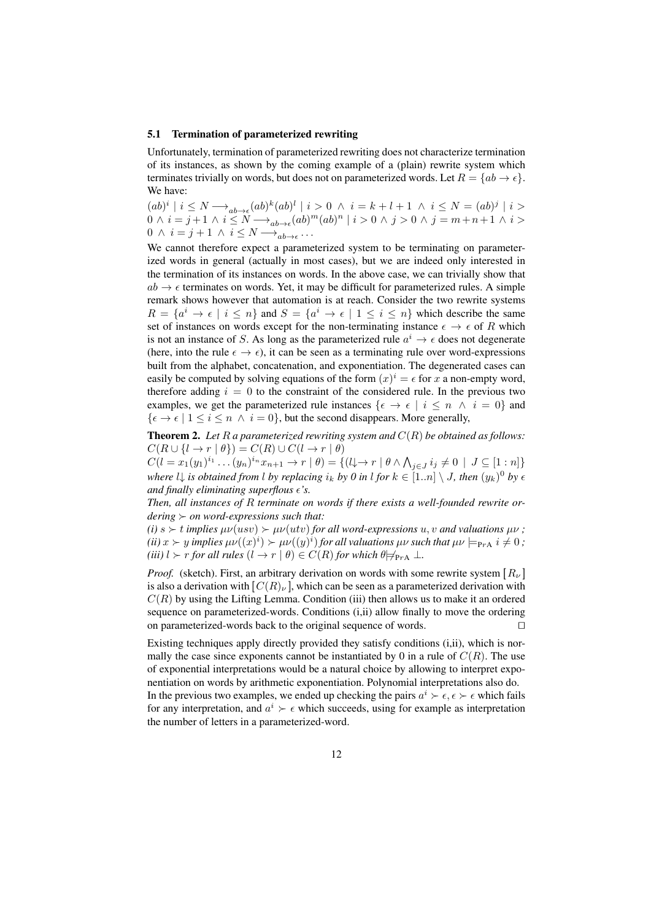### 5.1 Termination of parameterized rewriting

Unfortunately, termination of parameterized rewriting does not characterize termination of its instances, as shown by the coming example of a (plain) rewrite system which terminates trivially on words, but does not on parameterized words. Let $R = \{ab \to \epsilon\}$. We have:

$(ab)^i \mid i \leq N \longrightarrow_{ab\to\epsilon} (ab)^k(ab)^l \mid i > 0 \ \wedge\ i = k+l+1 \ \wedge\ i \leq N = (ab)^j \mid i > 0 \ \wedge\ i = j+1 \ \wedge\ i \leq N \longrightarrow_{ab\to\epsilon} (ab)^m(ab)^n \mid i > 0 \wedge j > 0 \wedge j = m+n+1 \ \wedge\ i > 0 \ \wedge\ i = j+1 \ \wedge\ i \leq N \longrightarrow_{ab\to\epsilon} \ldots$

We cannot therefore expect a parameterized system to be terminating on parameterized words in general (actually in most cases), but we are indeed only interested in the termination of its instances on words. In the above case, we can trivially show that $ab \to \epsilon$ terminates on words. Yet, it may be difficult for parameterized rules. A simple remark shows however that automation is at reach. Consider the two rewrite systems $R = \{a^i \to \epsilon \mid i \leq n\}$ and $S = \{a^i \to \epsilon \mid 1 \leq i \leq n\}$ which describe the same set of instances on words except for the non-terminating instance $\epsilon \to \epsilon$ of $R$ which is not an instance of $S$. As long as the parameterized rule $a^i \to \epsilon$ does not degenerate (here, into the rule $\epsilon \to \epsilon$), it can be seen as a terminating rule over word-expressions built from the alphabet, concatenation, and exponentiation. The degenerated cases can easily be computed by solving equations of the form $(x)^i = \epsilon$ for $x$ a non-empty word, therefore adding $i = 0$ to the constraint of the considered rule. In the previous two examples, we get the parameterized rule instances $\{\epsilon \to \epsilon \mid i \leq n \ \wedge\ i = 0\}$ and $\{\epsilon \to \epsilon \mid 1 \leq i \leq n \ \wedge\ i = 0\}$, but the second disappears. More generally,

**Theorem 2.** *Let $R$ a parameterized rewriting system and $C(R)$ be obtained as follows:*
$C(R \cup \{l \to r \mid \theta\}) = C(R) \cup C(l \to r \mid \theta)$
$C(l = x_1(y_1)^{i_1} \ldots (y_n)^{i_n} x_{n+1} \to r \mid \theta) = \{(l\!\downarrow \to r \mid \theta \wedge \bigwedge_{j \in J} i_j \neq 0 \mid J \subseteq [1:n]\}$
*where $l\!\downarrow$ is obtained from $l$ by replacing $i_k$ by 0 in $l$ for $k \in [1..n] \setminus J$, then $(y_k)^0$ by $\epsilon$ and finally eliminating superflous $\epsilon$'s.*

*Then, all instances of $R$ terminate on words if there exists a well-founded rewrite ordering $\succ$ on word-expressions such that:*

*(i) $s \succ t$ implies $\mu\nu(usv) \succ \mu\nu(utv)$ for all word-expressions $u, v$ and valuations $\mu\nu$ ;*
*(ii) $x \succ y$ implies $\mu\nu((x)^i) \succ \mu\nu((y)^i)$ for all valuations $\mu\nu$ such that $\mu\nu \models_{\mathrm{PrA}} i \neq 0$ ;*
*(iii) $l \succ r$ for all rules $(l \to r \mid \theta) \in C(R)$ for which $\theta \not\models_{\mathrm{PrA}} \bot$.*

*Proof.* (sketch). First, an arbitrary derivation on words with some rewrite system $[R_\nu]$ is also a derivation with $[C(R)_\nu]$, which can be seen as a parameterized derivation with $C(R)$ by using the Lifting Lemma. Condition (iii) then allows us to make it an ordered sequence on parameterized-words. Conditions (i,ii) allow finally to move the ordering on parameterized-words back to the original sequence of words. ☐

Existing techniques apply directly provided they satisfy conditions (i,ii), which is normally the case since exponents cannot be instantiated by 0 in a rule of $C(R)$. The use of exponential interpretations would be a natural choice by allowing to interpret exponentiation on words by arithmetic exponentiation. Polynomial interpretations also do.
In the previous two examples, we ended up checking the pairs $a^i \succ \epsilon, \epsilon \succ \epsilon$ which fails for any interpretation, and $a^i \succ \epsilon$ which succeeds, using for example as interpretation the number of letters in a parameterized-word.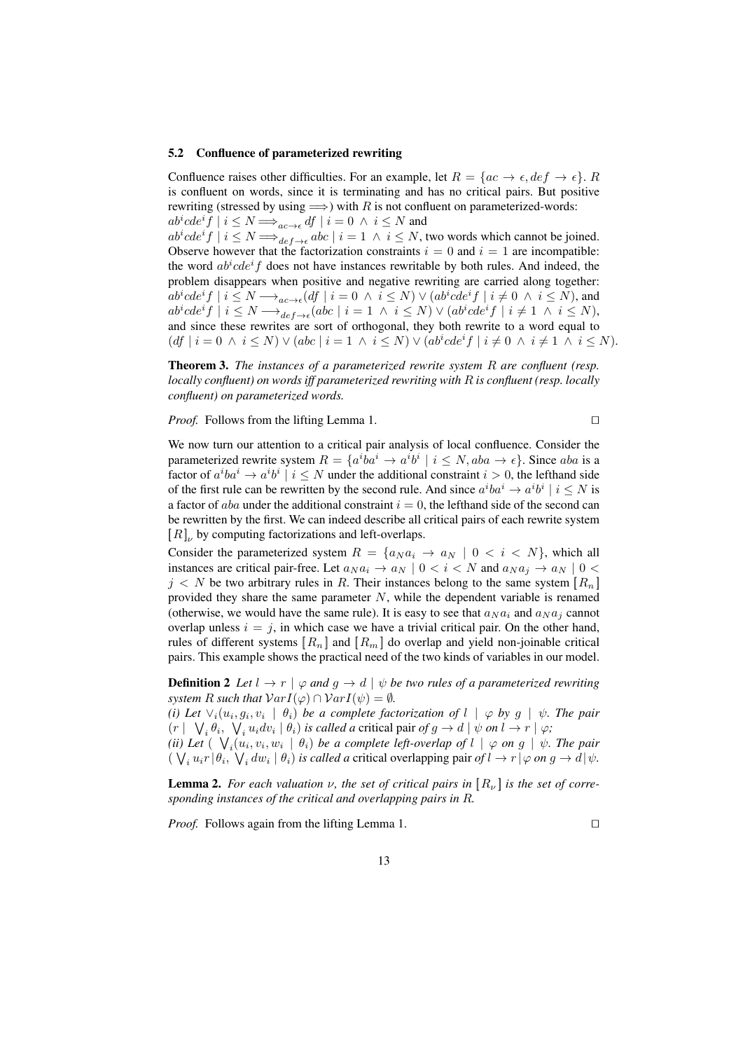### 5.2 Confluence of parameterized rewriting

Confluence raises other difficulties. For an example, let $R = \{ac \to \epsilon, def \to \epsilon\}$. $R$ is confluent on words, since it is terminating and has no critical pairs. But positive rewriting (stressed by using $\Longrightarrow$) with $R$ is not confluent on parameterized-words:
$ab^icde^if \mid i \leq N \Longrightarrow_{ac\to\epsilon} df \mid i = 0 \wedge i \leq N$ and
$ab^icde^if \mid i \leq N \Longrightarrow_{def\to\epsilon} abc \mid i = 1 \wedge i \leq N$, two words which cannot be joined. Observe however that the factorization constraints $i = 0$ and $i = 1$ are incompatible: the word $ab^icde^if$ does not have instances rewritable by both rules. And indeed, the problem disappears when positive and negative rewriting are carried along together:
$ab^icde^if \mid i \leq N \longrightarrow_{ac\to\epsilon} (df \mid i = 0 \wedge i \leq N) \vee (ab^icde^if \mid i \neq 0 \wedge i \leq N)$, and
$ab^icde^if \mid i \leq N \longrightarrow_{def\to\epsilon} (abc \mid i = 1 \wedge i \leq N) \vee (ab^icde^if \mid i \neq 1 \wedge i \leq N)$,
and since these rewrites are sort of orthogonal, they both rewrite to a word equal to $(df \mid i = 0 \wedge i \leq N) \vee (abc \mid i = 1 \wedge i \leq N) \vee (ab^icde^if \mid i \neq 0 \wedge i \neq 1 \wedge i \leq N)$.

**Theorem 3.** *The instances of a parameterized rewrite system $R$ are confluent (resp. locally confluent) on words iff parameterized rewriting with $R$ is confluent (resp. locally confluent) on parameterized words.*

*Proof.* Follows from the lifting Lemma 1. □

We now turn our attention to a critical pair analysis of local confluence. Consider the parameterized rewrite system $R = \{a^iba^i \to a^ib^i \mid i \leq N, aba \to \epsilon\}$. Since $aba$ is a factor of $a^iba^i \to a^ib^i \mid i \leq N$ under the additional constraint $i > 0$, the lefthand side of the first rule can be rewritten by the second rule. And since $a^iba^i \to a^ib^i \mid i \leq N$ is a factor of $aba$ under the additional constraint $i = 0$, the lefthand side of the second can be rewritten by the first. We can indeed describe all critical pairs of each rewrite system $[R]_\nu$ by computing factorizations and left-overlaps.

Consider the parameterized system $R = \{a_Na_i \to a_N \mid 0 < i < N\}$, which all instances are critical pair-free. Let $a_Na_i \to a_N \mid 0 < i < N$ and $a_Na_j \to a_N \mid 0 < j < N$ be two arbitrary rules in $R$. Their instances belong to the same system $[R_n]$ provided they share the same parameter $N$, while the dependent variable is renamed (otherwise, we would have the same rule). It is easy to see that $a_Na_i$ and $a_Na_j$ cannot overlap unless $i = j$, in which case we have a trivial critical pair. On the other hand, rules of different systems $[R_n]$ and $[R_m]$ do overlap and yield non-joinable critical pairs. This example shows the practical need of the two kinds of variables in our model.

**Definition 2** *Let $l \to r \mid \varphi$ and $g \to d \mid \psi$ be two rules of a parameterized rewriting system $R$ such that $\mathcal{V}arI(\varphi) \cap \mathcal{V}arI(\psi) = \emptyset$.*
*(i) Let $\vee_i(u_i, g_i, v_i \mid \theta_i)$ be a complete factorization of $l \mid \varphi$ by $g \mid \psi$. The pair $(r \mid \bigvee_i \theta_i, \bigvee_i u_idv_i \mid \theta_i)$ is called a* critical pair *of $g \to d \mid \psi$ on $l \to r \mid \varphi$;*
*(ii) Let $(\bigvee_i (u_i, v_i, w_i \mid \theta_i)$ be a complete left-overlap of $l \mid \varphi$ on $g \mid \psi$. The pair $(\bigvee_i u_ir \mid \theta_i, \bigvee_i dw_i \mid \theta_i)$ is called a* critical overlapping pair *of $l \to r \mid \varphi$ on $g \to d \mid \psi$.*

**Lemma 2.** *For each valuation $\nu$, the set of critical pairs in $[R_\nu]$ is the set of corresponding instances of the critical and overlapping pairs in $R$.*

*Proof.* Follows again from the lifting Lemma 1. □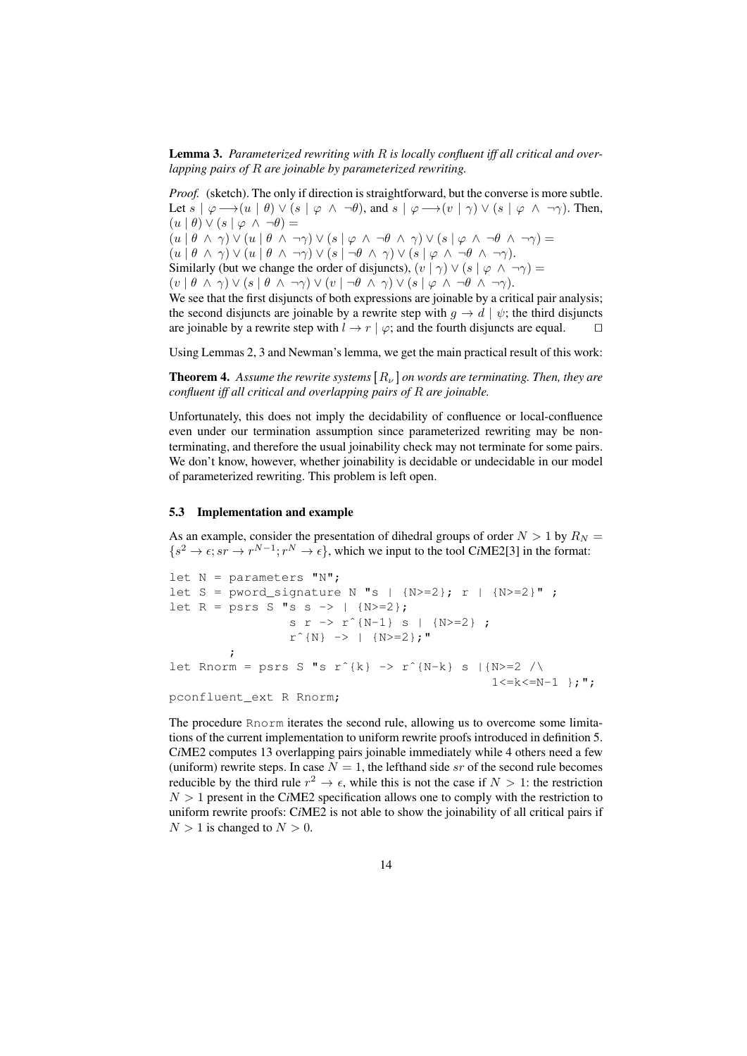**Lemma 3.** *Parameterized rewriting with $R$ is locally confluent iff all critical and overlapping pairs of $R$ are joinable by parameterized rewriting.*

*Proof.* (sketch). The only if direction is straightforward, but the converse is more subtle. Let $s \mid \varphi \longrightarrow (u \mid \theta) \vee (s \mid \varphi \wedge \neg\theta)$, and $s \mid \varphi \longrightarrow (v \mid \gamma) \vee (s \mid \varphi \wedge \neg\gamma)$. Then, $(u \mid \theta) \vee (s \mid \varphi \wedge \neg\theta) =$
$(u \mid \theta \wedge \gamma) \vee (u \mid \theta \wedge \neg\gamma) \vee (s \mid \varphi \wedge \neg\theta \wedge \gamma) \vee (s \mid \varphi \wedge \neg\theta \wedge \neg\gamma) =$
$(u \mid \theta \wedge \gamma) \vee (u \mid \theta \wedge \neg\gamma) \vee (s \mid \neg\theta \wedge \gamma) \vee (s \mid \varphi \wedge \neg\theta \wedge \neg\gamma)$.
Similarly (but we change the order of disjuncts), $(v \mid \gamma) \vee (s \mid \varphi \wedge \neg\gamma) =$
$(v \mid \theta \wedge \gamma) \vee (s \mid \theta \wedge \neg\gamma) \vee (v \mid \neg\theta \wedge \gamma) \vee (s \mid \varphi \wedge \neg\theta \wedge \neg\gamma)$.
We see that the first disjuncts of both expressions are joinable by a critical pair analysis; the second disjuncts are joinable by a rewrite step with $g \rightarrow d \mid \psi$; the third disjuncts are joinable by a rewrite step with $l \rightarrow r \mid \varphi$; and the fourth disjuncts are equal. $\square$

Using Lemmas 2, 3 and Newman's lemma, we get the main practical result of this work:

**Theorem 4.** *Assume the rewrite systems $[R_\nu]$ on words are terminating. Then, they are confluent iff all critical and overlapping pairs of $R$ are joinable.*

Unfortunately, this does not imply the decidability of confluence or local-confluence even under our termination assumption since parameterized rewriting may be nonterminating, and therefore the usual joinability check may not terminate for some pairs. We don't know, however, whether joinability is decidable or undecidable in our model of parameterized rewriting. This problem is left open.

### 5.3 Implementation and example

As an example, consider the presentation of dihedral groups of order $N > 1$ by $R_N = \{s^2 \rightarrow \epsilon; sr \rightarrow r^{N-1}; r^N \rightarrow \epsilon\}$, which we input to the tool C*i*ME2[3] in the format:

```
let N = parameters "N";
let S = pword_signature N "s | {N>=2}; r | {N>=2}" ;
let R = psrs S "s s -> | {N>=2};
                s r -> r^{N-1} s | {N>=2} ;
                r^{N} -> | {N>=2};"
        ;
let Rnorm = psrs S "s r^{k} -> r^{N-k} s |{N>=2 /\
                                           1<=k<=N-1 };";
pconfluent_ext R Rnorm;
```

The procedure Rnorm iterates the second rule, allowing us to overcome some limitations of the current implementation to uniform rewrite proofs introduced in definition 5. C*i*ME2 computes 13 overlapping pairs joinable immediately while 4 others need a few (uniform) rewrite steps. In case $N = 1$, the lefthand side $sr$ of the second rule becomes reducible by the third rule $r^2 \rightarrow \epsilon$, while this is not the case if $N > 1$: the restriction $N > 1$ present in the C*i*ME2 specification allows one to comply with the restriction to uniform rewrite proofs: C*i*ME2 is not able to show the joinability of all critical pairs if $N > 1$ is changed to $N > 0$.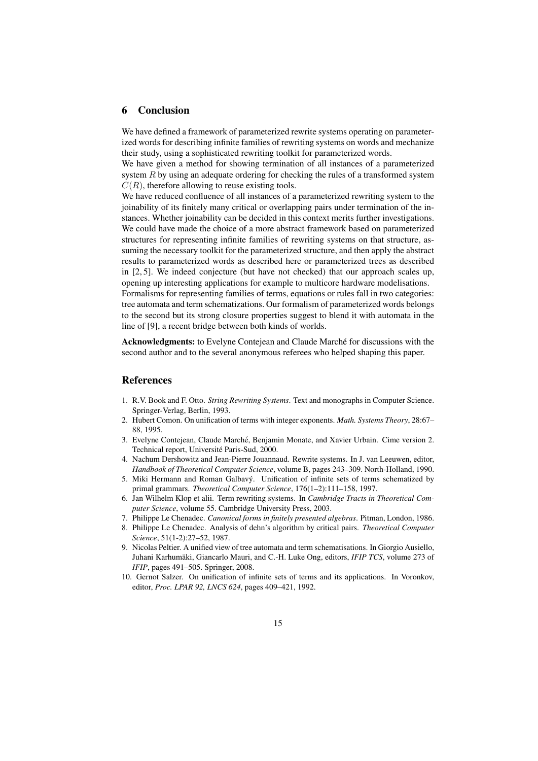## 6 Conclusion

We have defined a framework of parameterized rewrite systems operating on parameterized words for describing infinite families of rewriting systems on words and mechanize their study, using a sophisticated rewriting toolkit for parameterized words.

We have given a method for showing termination of all instances of a parameterized system $R$ by using an adequate ordering for checking the rules of a transformed system $C(R)$, therefore allowing to reuse existing tools.

We have reduced confluence of all instances of a parameterized rewriting system to the joinability of its finitely many critical or overlapping pairs under termination of the instances. Whether joinability can be decided in this context merits further investigations.

We could have made the choice of a more abstract framework based on parameterized structures for representing infinite families of rewriting systems on that structure, assuming the necessary toolkit for the parameterized structure, and then apply the abstract results to parameterized words as described here or parameterized trees as described in [2, 5]. We indeed conjecture (but have not checked) that our approach scales up, opening up interesting applications for example to multicore hardware modelisations.

Formalisms for representing families of terms, equations or rules fall in two categories: tree automata and term schematizations. Our formalism of parameterized words belongs to the second but its strong closure properties suggest to blend it with automata in the line of [9], a recent bridge between both kinds of worlds.

**Acknowledgments:** to Evelyne Contejean and Claude Marché for discussions with the second author and to the several anonymous referees who helped shaping this paper.

## References

1. R.V. Book and F. Otto. *String Rewriting Systems*. Text and monographs in Computer Science. Springer-Verlag, Berlin, 1993.
2. Hubert Comon. On unification of terms with integer exponents. *Math. Systems Theory*, 28:67–88, 1995.
3. Evelyne Contejean, Claude Marché, Benjamin Monate, and Xavier Urbain. Cime version 2. Technical report, Université Paris-Sud, 2000.
4. Nachum Dershowitz and Jean-Pierre Jouannaud. Rewrite systems. In J. van Leeuwen, editor, *Handbook of Theoretical Computer Science*, volume B, pages 243–309. North-Holland, 1990.
5. Miki Hermann and Roman Galbavý. Unification of infinite sets of terms schematized by primal grammars. *Theoretical Computer Science*, 176(1–2):111–158, 1997.
6. Jan Wilhelm Klop et alii. Term rewriting systems. In *Cambridge Tracts in Theoretical Computer Science*, volume 55. Cambridge University Press, 2003.
7. Philippe Le Chenadec. *Canonical forms in finitely presented algebras*. Pitman, London, 1986.
8. Philippe Le Chenadec. Analysis of dehn's algorithm by critical pairs. *Theoretical Computer Science*, 51(1-2):27–52, 1987.
9. Nicolas Peltier. A unified view of tree automata and term schematisations. In Giorgio Ausiello, Juhani Karhumäki, Giancarlo Mauri, and C.-H. Luke Ong, editors, *IFIP TCS*, volume 273 of *IFIP*, pages 491–505. Springer, 2008.
10. Gernot Salzer. On unification of infinite sets of terms and its applications. In Voronkov, editor, *Proc. LPAR 92, LNCS 624*, pages 409–421, 1992.